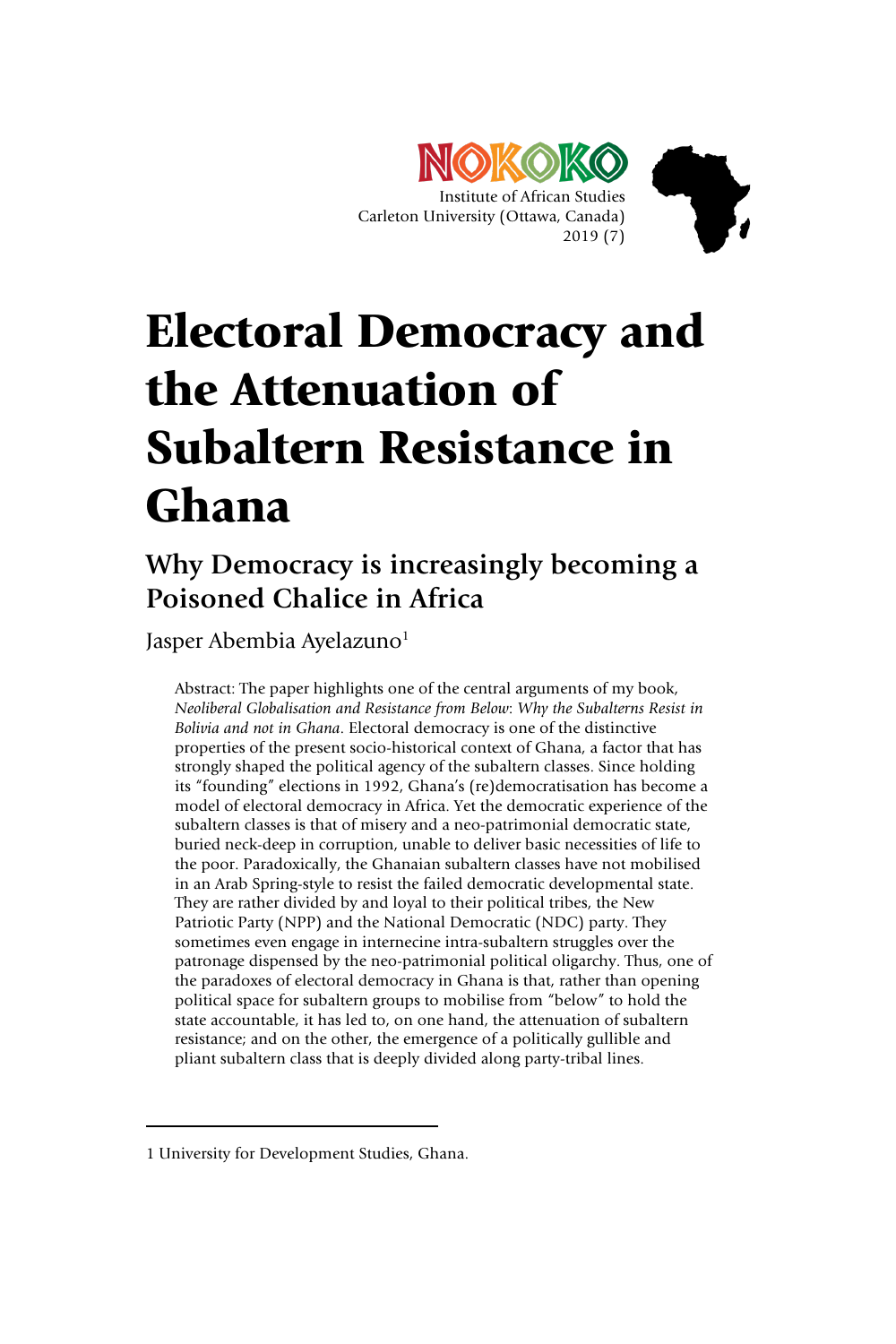NOKOKO

Institute of African Studies
Carleton University (Ottawa, Canada)
2019 (7)

# Electoral Democracy and the Attenuation of Subaltern Resistance in Ghana

## Why Democracy is increasingly becoming a Poisoned Chalice in Africa

Jasper Abembia Ayelazuno[1]

> Abstract: The paper highlights one of the central arguments of my book, *Neoliberal Globalisation and Resistance from Below*: *Why the Subalterns Resist in Bolivia and not in Ghana*. Electoral democracy is one of the distinctive properties of the present socio-historical context of Ghana, a factor that has strongly shaped the political agency of the subaltern classes. Since holding its "founding" elections in 1992, Ghana's (re)democratisation has become a model of electoral democracy in Africa. Yet the democratic experience of the subaltern classes is that of misery and a neo-patrimonial democratic state, buried neck-deep in corruption, unable to deliver basic necessities of life to the poor. Paradoxically, the Ghanaian subaltern classes have not mobilised in an Arab Spring-style to resist the failed democratic developmental state. They are rather divided by and loyal to their political tribes, the New Patriotic Party (NPP) and the National Democratic (NDC) party. They sometimes even engage in internecine intra-subaltern struggles over the patronage dispensed by the neo-patrimonial political oligarchy. Thus, one of the paradoxes of electoral democracy in Ghana is that, rather than opening political space for subaltern groups to mobilise from "below" to hold the state accountable, it has led to, on one hand, the attenuation of subaltern resistance; and on the other, the emergence of a politically gullible and pliant subaltern class that is deeply divided along party-tribal lines.

---

[1] University for Development Studies, Ghana.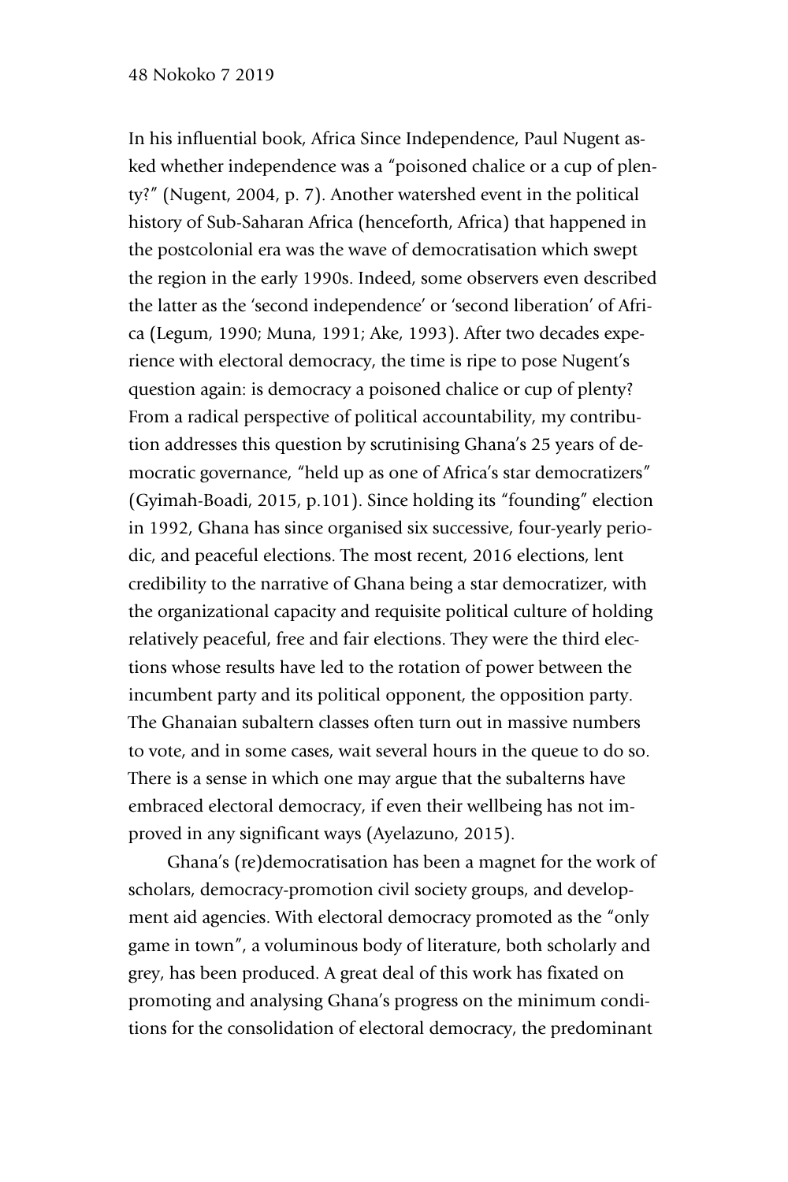In his influential book, Africa Since Independence, Paul Nugent asked whether independence was a "poisoned chalice or a cup of plenty?" (Nugent, 2004, p. 7). Another watershed event in the political history of Sub-Saharan Africa (henceforth, Africa) that happened in the postcolonial era was the wave of democratisation which swept the region in the early 1990s. Indeed, some observers even described the latter as the 'second independence' or 'second liberation' of Africa (Legum, 1990; Muna, 1991; Ake, 1993). After two decades experience with electoral democracy, the time is ripe to pose Nugent's question again: is democracy a poisoned chalice or cup of plenty? From a radical perspective of political accountability, my contribution addresses this question by scrutinising Ghana's 25 years of democratic governance, "held up as one of Africa's star democratizers" (Gyimah-Boadi, 2015, p.101). Since holding its "founding" election in 1992, Ghana has since organised six successive, four-yearly periodic, and peaceful elections. The most recent, 2016 elections, lent credibility to the narrative of Ghana being a star democratizer, with the organizational capacity and requisite political culture of holding relatively peaceful, free and fair elections. They were the third elections whose results have led to the rotation of power between the incumbent party and its political opponent, the opposition party. The Ghanaian subaltern classes often turn out in massive numbers to vote, and in some cases, wait several hours in the queue to do so. There is a sense in which one may argue that the subalterns have embraced electoral democracy, if even their wellbeing has not improved in any significant ways (Ayelazuno, 2015).

Ghana's (re)democratisation has been a magnet for the work of scholars, democracy-promotion civil society groups, and development aid agencies. With electoral democracy promoted as the "only game in town", a voluminous body of literature, both scholarly and grey, has been produced. A great deal of this work has fixated on promoting and analysing Ghana's progress on the minimum conditions for the consolidation of electoral democracy, the predominant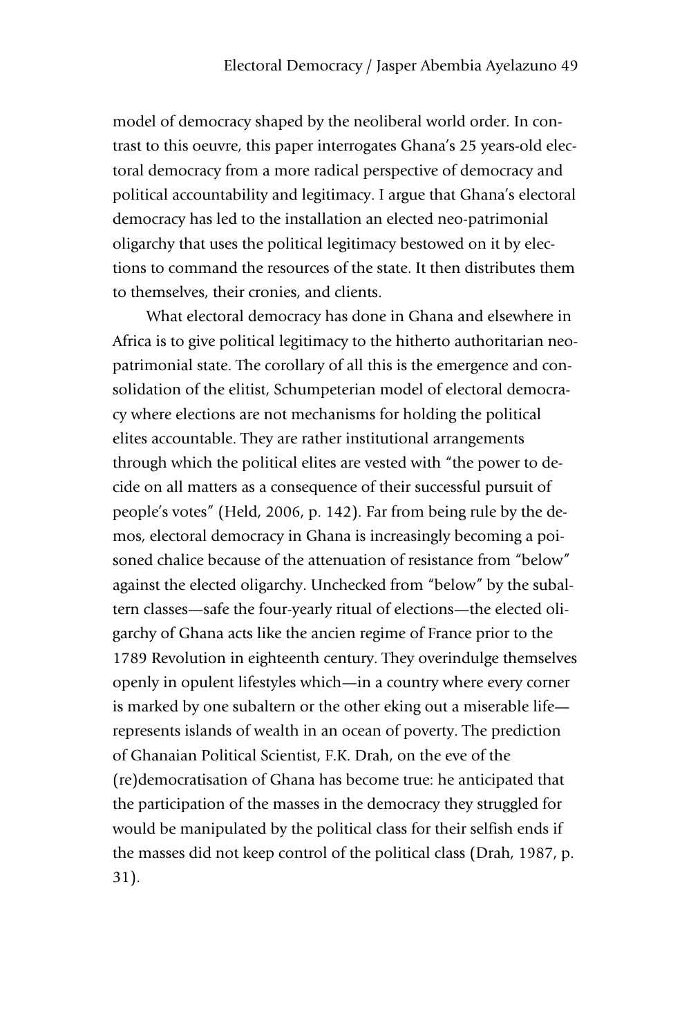model of democracy shaped by the neoliberal world order. In contrast to this oeuvre, this paper interrogates Ghana's 25 years-old electoral democracy from a more radical perspective of democracy and political accountability and legitimacy. I argue that Ghana's electoral democracy has led to the installation an elected neo-patrimonial oligarchy that uses the political legitimacy bestowed on it by elections to command the resources of the state. It then distributes them to themselves, their cronies, and clients.

What electoral democracy has done in Ghana and elsewhere in Africa is to give political legitimacy to the hitherto authoritarian neo-patrimonial state. The corollary of all this is the emergence and consolidation of the elitist, Schumpeterian model of electoral democracy where elections are not mechanisms for holding the political elites accountable. They are rather institutional arrangements through which the political elites are vested with "the power to decide on all matters as a consequence of their successful pursuit of people's votes" (Held, 2006, p. 142). Far from being rule by the demos, electoral democracy in Ghana is increasingly becoming a poisoned chalice because of the attenuation of resistance from "below" against the elected oligarchy. Unchecked from "below" by the subaltern classes—safe the four-yearly ritual of elections—the elected oligarchy of Ghana acts like the ancien regime of France prior to the 1789 Revolution in eighteenth century. They overindulge themselves openly in opulent lifestyles which—in a country where every corner is marked by one subaltern or the other eking out a miserable life—represents islands of wealth in an ocean of poverty. The prediction of Ghanaian Political Scientist, F.K. Drah, on the eve of the (re)democratisation of Ghana has become true: he anticipated that the participation of the masses in the democracy they struggled for would be manipulated by the political class for their selfish ends if the masses did not keep control of the political class (Drah, 1987, p. 31).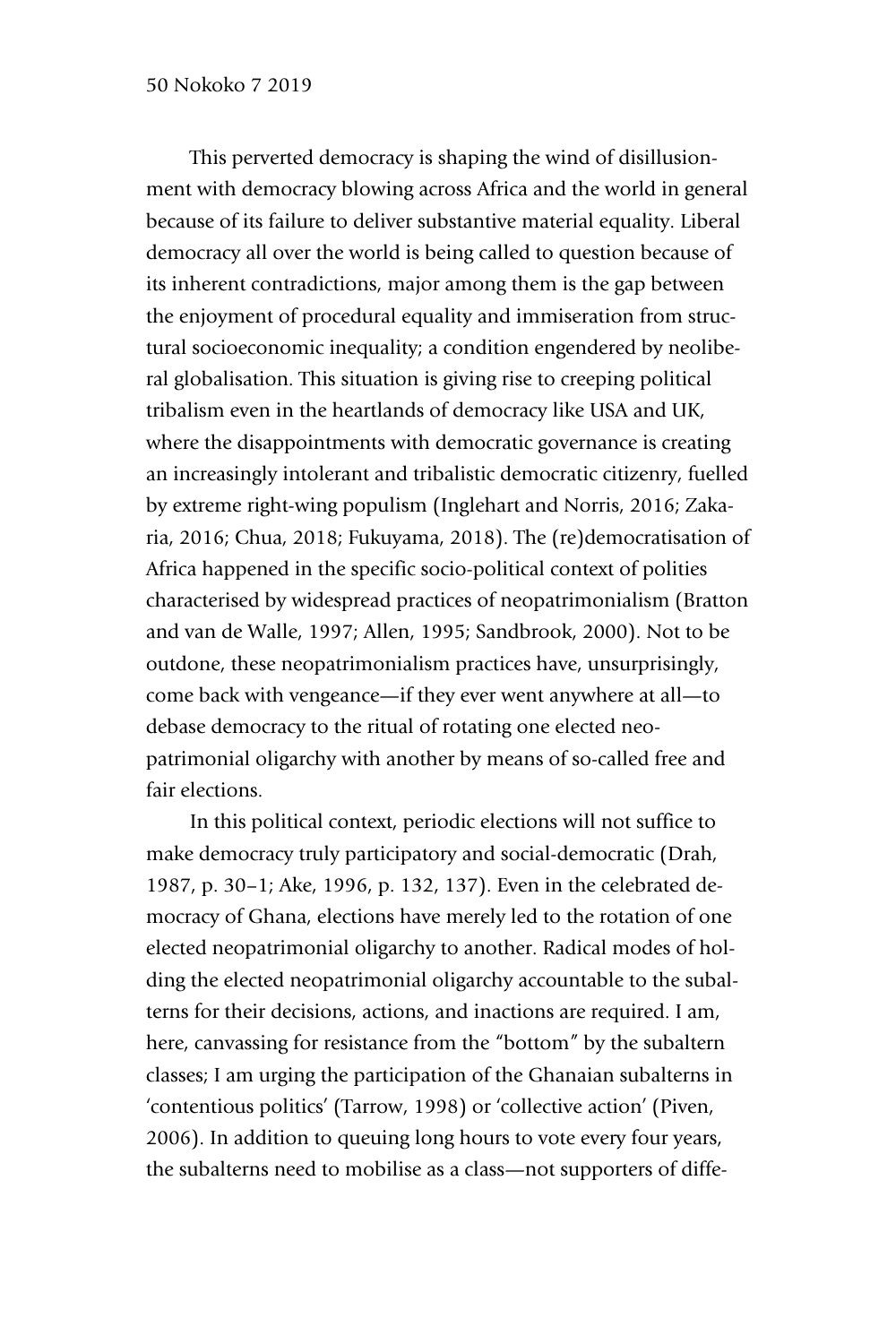This perverted democracy is shaping the wind of disillusionment with democracy blowing across Africa and the world in general because of its failure to deliver substantive material equality. Liberal democracy all over the world is being called to question because of its inherent contradictions, major among them is the gap between the enjoyment of procedural equality and immiseration from structural socioeconomic inequality; a condition engendered by neoliberal globalisation. This situation is giving rise to creeping political tribalism even in the heartlands of democracy like USA and UK, where the disappointments with democratic governance is creating an increasingly intolerant and tribalistic democratic citizenry, fuelled by extreme right-wing populism (Inglehart and Norris, 2016; Zakaria, 2016; Chua, 2018; Fukuyama, 2018). The (re)democratisation of Africa happened in the specific socio-political context of polities characterised by widespread practices of neopatrimonialism (Bratton and van de Walle, 1997; Allen, 1995; Sandbrook, 2000). Not to be outdone, these neopatrimonialism practices have, unsurprisingly, come back with vengeance—if they ever went anywhere at all—to debase democracy to the ritual of rotating one elected neopatrimonial oligarchy with another by means of so-called free and fair elections.

In this political context, periodic elections will not suffice to make democracy truly participatory and social-democratic (Drah, 1987, p. 30–1; Ake, 1996, p. 132, 137). Even in the celebrated democracy of Ghana, elections have merely led to the rotation of one elected neopatrimonial oligarchy to another. Radical modes of holding the elected neopatrimonial oligarchy accountable to the subalterns for their decisions, actions, and inactions are required. I am, here, canvassing for resistance from the "bottom" by the subaltern classes; I am urging the participation of the Ghanaian subalterns in 'contentious politics' (Tarrow, 1998) or 'collective action' (Piven, 2006). In addition to queuing long hours to vote every four years, the subalterns need to mobilise as a class—not supporters of diffe-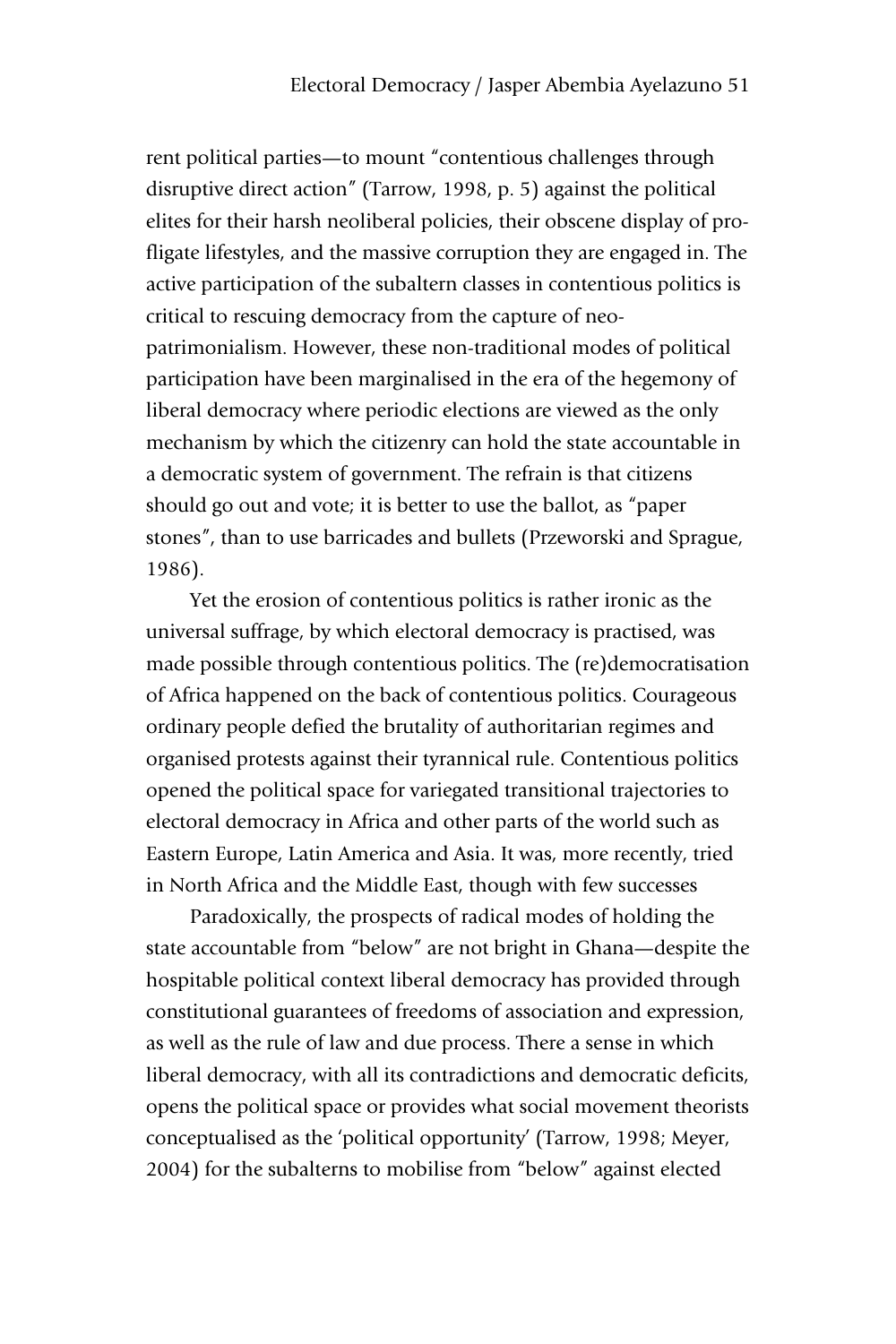rent political parties—to mount "contentious challenges through disruptive direct action" (Tarrow, 1998, p. 5) against the political elites for their harsh neoliberal policies, their obscene display of profligate lifestyles, and the massive corruption they are engaged in. The active participation of the subaltern classes in contentious politics is critical to rescuing democracy from the capture of neo-patrimonialism. However, these non-traditional modes of political participation have been marginalised in the era of the hegemony of liberal democracy where periodic elections are viewed as the only mechanism by which the citizenry can hold the state accountable in a democratic system of government. The refrain is that citizens should go out and vote; it is better to use the ballot, as "paper stones", than to use barricades and bullets (Przeworski and Sprague, 1986).

Yet the erosion of contentious politics is rather ironic as the universal suffrage, by which electoral democracy is practised, was made possible through contentious politics. The (re)democratisation of Africa happened on the back of contentious politics. Courageous ordinary people defied the brutality of authoritarian regimes and organised protests against their tyrannical rule. Contentious politics opened the political space for variegated transitional trajectories to electoral democracy in Africa and other parts of the world such as Eastern Europe, Latin America and Asia. It was, more recently, tried in North Africa and the Middle East, though with few successes

Paradoxically, the prospects of radical modes of holding the state accountable from "below" are not bright in Ghana—despite the hospitable political context liberal democracy has provided through constitutional guarantees of freedoms of association and expression, as well as the rule of law and due process. There a sense in which liberal democracy, with all its contradictions and democratic deficits, opens the political space or provides what social movement theorists conceptualised as the 'political opportunity' (Tarrow, 1998; Meyer, 2004) for the subalterns to mobilise from "below" against elected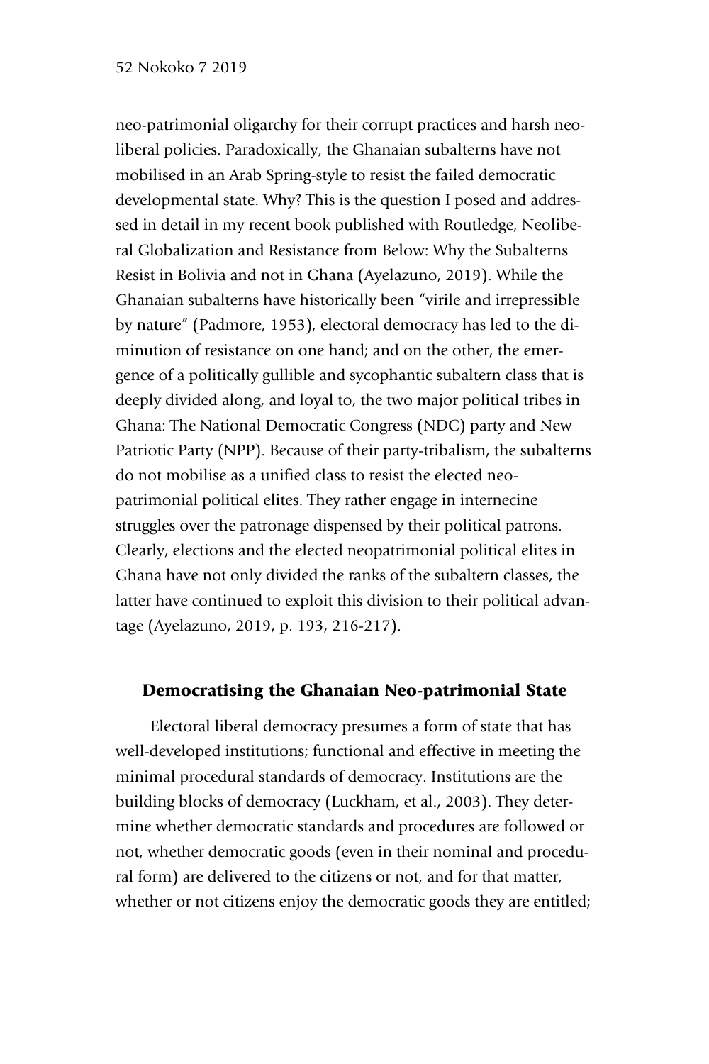neo-patrimonial oligarchy for their corrupt practices and harsh neoliberal policies. Paradoxically, the Ghanaian subalterns have not mobilised in an Arab Spring-style to resist the failed democratic developmental state. Why? This is the question I posed and addressed in detail in my recent book published with Routledge, Neoliberal Globalization and Resistance from Below: Why the Subalterns Resist in Bolivia and not in Ghana (Ayelazuno, 2019). While the Ghanaian subalterns have historically been "virile and irrepressible by nature" (Padmore, 1953), electoral democracy has led to the diminution of resistance on one hand; and on the other, the emergence of a politically gullible and sycophantic subaltern class that is deeply divided along, and loyal to, the two major political tribes in Ghana: The National Democratic Congress (NDC) party and New Patriotic Party (NPP). Because of their party-tribalism, the subalterns do not mobilise as a unified class to resist the elected neo-patrimonial political elites. They rather engage in internecine struggles over the patronage dispensed by their political patrons. Clearly, elections and the elected neopatrimonial political elites in Ghana have not only divided the ranks of the subaltern classes, the latter have continued to exploit this division to their political advantage (Ayelazuno, 2019, p. 193, 216-217).

## Democratising the Ghanaian Neo-patrimonial State

Electoral liberal democracy presumes a form of state that has well-developed institutions; functional and effective in meeting the minimal procedural standards of democracy. Institutions are the building blocks of democracy (Luckham, et al., 2003). They determine whether democratic standards and procedures are followed or not, whether democratic goods (even in their nominal and procedural form) are delivered to the citizens or not, and for that matter, whether or not citizens enjoy the democratic goods they are entitled;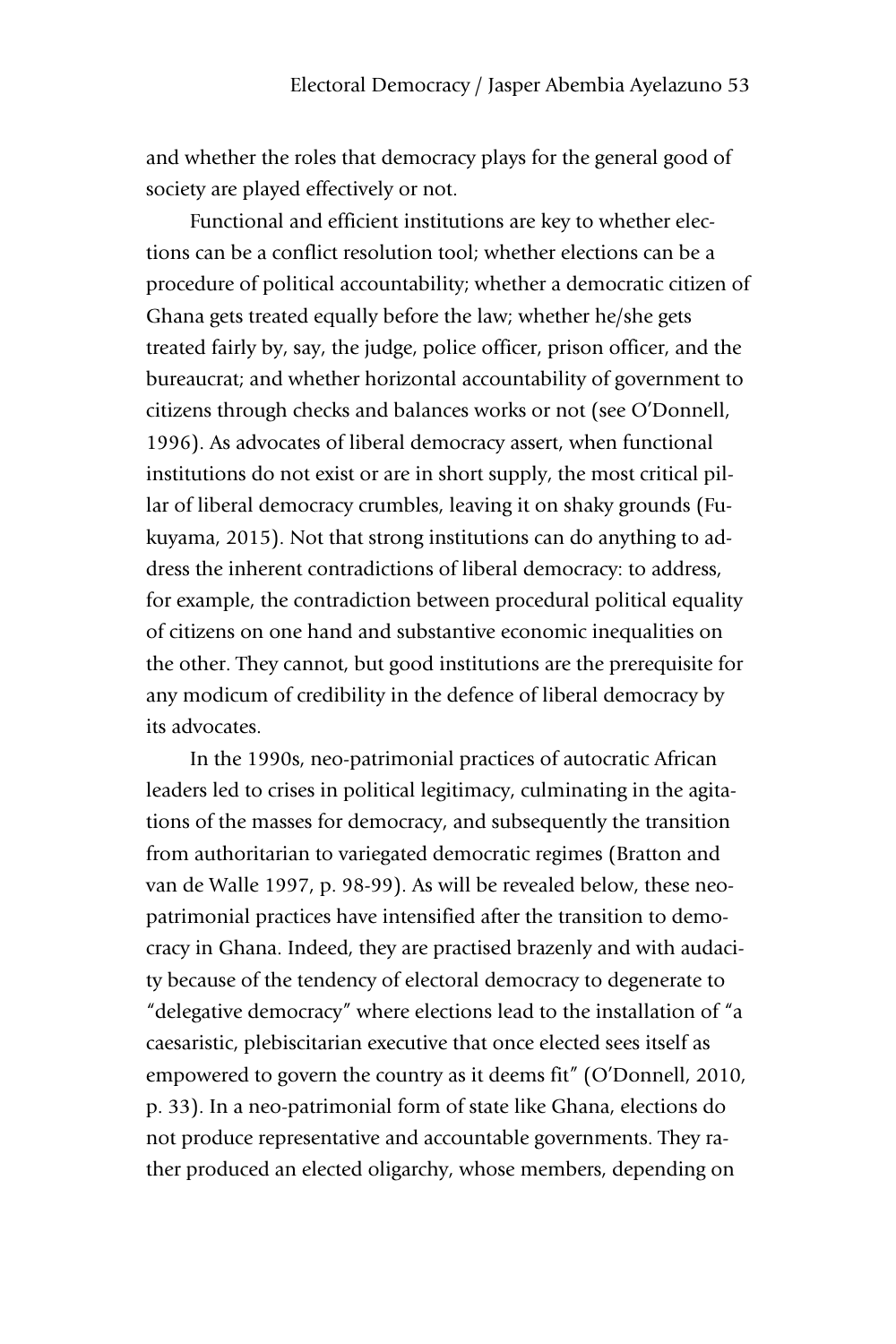and whether the roles that democracy plays for the general good of society are played effectively or not.

Functional and efficient institutions are key to whether elections can be a conflict resolution tool; whether elections can be a procedure of political accountability; whether a democratic citizen of Ghana gets treated equally before the law; whether he/she gets treated fairly by, say, the judge, police officer, prison officer, and the bureaucrat; and whether horizontal accountability of government to citizens through checks and balances works or not (see O'Donnell, 1996). As advocates of liberal democracy assert, when functional institutions do not exist or are in short supply, the most critical pillar of liberal democracy crumbles, leaving it on shaky grounds (Fukuyama, 2015). Not that strong institutions can do anything to address the inherent contradictions of liberal democracy: to address, for example, the contradiction between procedural political equality of citizens on one hand and substantive economic inequalities on the other. They cannot, but good institutions are the prerequisite for any modicum of credibility in the defence of liberal democracy by its advocates.

In the 1990s, neo-patrimonial practices of autocratic African leaders led to crises in political legitimacy, culminating in the agitations of the masses for democracy, and subsequently the transition from authoritarian to variegated democratic regimes (Bratton and van de Walle 1997, p. 98-99). As will be revealed below, these neo-patrimonial practices have intensified after the transition to democracy in Ghana. Indeed, they are practised brazenly and with audacity because of the tendency of electoral democracy to degenerate to "delegative democracy" where elections lead to the installation of "a caesaristic, plebiscitarian executive that once elected sees itself as empowered to govern the country as it deems fit" (O'Donnell, 2010, p. 33). In a neo-patrimonial form of state like Ghana, elections do not produce representative and accountable governments. They rather produced an elected oligarchy, whose members, depending on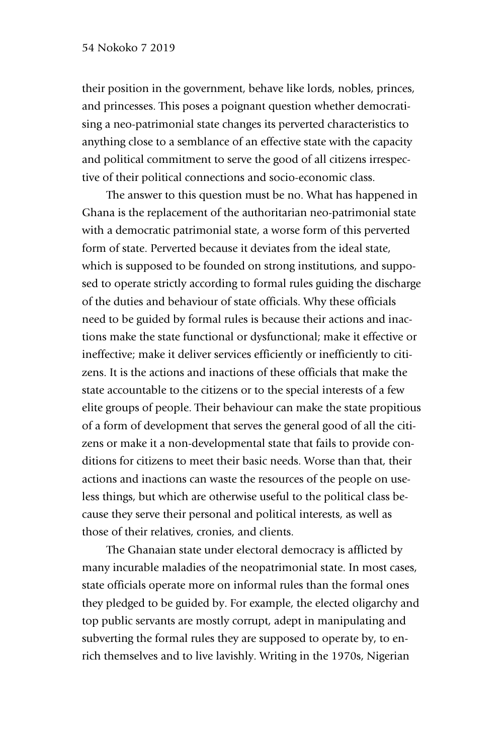their position in the government, behave like lords, nobles, princes, and princesses. This poses a poignant question whether democratising a neo-patrimonial state changes its perverted characteristics to anything close to a semblance of an effective state with the capacity and political commitment to serve the good of all citizens irrespective of their political connections and socio-economic class.

The answer to this question must be no. What has happened in Ghana is the replacement of the authoritarian neo-patrimonial state with a democratic patrimonial state, a worse form of this perverted form of state. Perverted because it deviates from the ideal state, which is supposed to be founded on strong institutions, and supposed to operate strictly according to formal rules guiding the discharge of the duties and behaviour of state officials. Why these officials need to be guided by formal rules is because their actions and inactions make the state functional or dysfunctional; make it effective or ineffective; make it deliver services efficiently or inefficiently to citizens. It is the actions and inactions of these officials that make the state accountable to the citizens or to the special interests of a few elite groups of people. Their behaviour can make the state propitious of a form of development that serves the general good of all the citizens or make it a non-developmental state that fails to provide conditions for citizens to meet their basic needs. Worse than that, their actions and inactions can waste the resources of the people on useless things, but which are otherwise useful to the political class because they serve their personal and political interests, as well as those of their relatives, cronies, and clients.

The Ghanaian state under electoral democracy is afflicted by many incurable maladies of the neopatrimonial state. In most cases, state officials operate more on informal rules than the formal ones they pledged to be guided by. For example, the elected oligarchy and top public servants are mostly corrupt, adept in manipulating and subverting the formal rules they are supposed to operate by, to enrich themselves and to live lavishly. Writing in the 1970s, Nigerian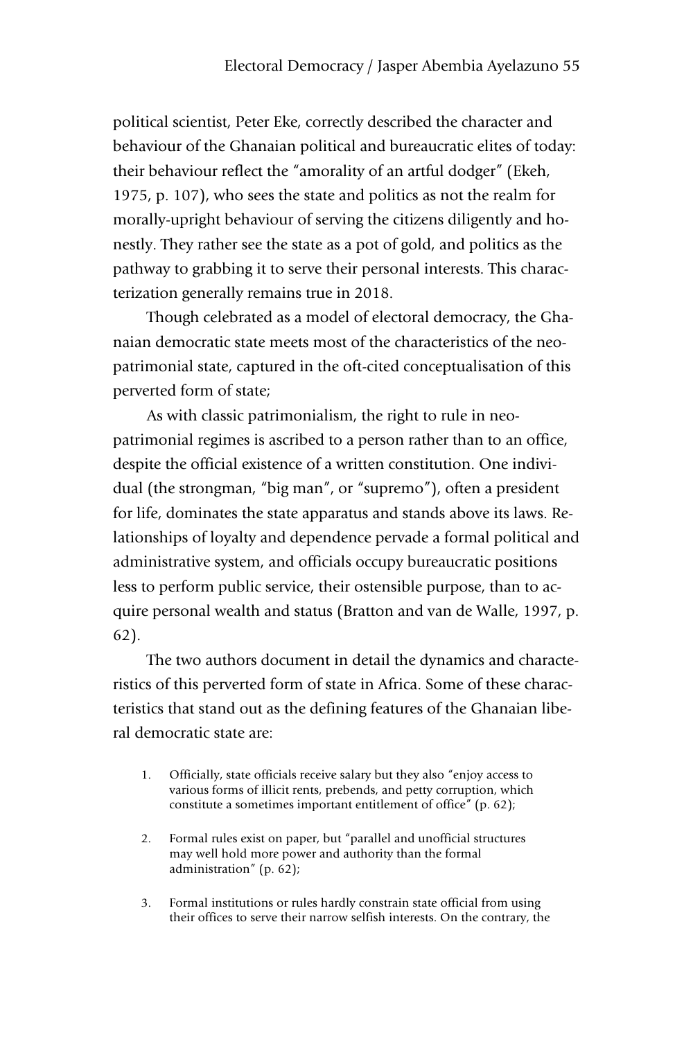political scientist, Peter Eke, correctly described the character and behaviour of the Ghanaian political and bureaucratic elites of today: their behaviour reflect the "amorality of an artful dodger" (Ekeh, 1975, p. 107), who sees the state and politics as not the realm for morally-upright behaviour of serving the citizens diligently and honestly. They rather see the state as a pot of gold, and politics as the pathway to grabbing it to serve their personal interests. This characterization generally remains true in 2018.

Though celebrated as a model of electoral democracy, the Ghanaian democratic state meets most of the characteristics of the neo-patrimonial state, captured in the oft-cited conceptualisation of this perverted form of state;

As with classic patrimonialism, the right to rule in neo-patrimonial regimes is ascribed to a person rather than to an office, despite the official existence of a written constitution. One individual (the strongman, "big man", or "supremo"), often a president for life, dominates the state apparatus and stands above its laws. Relationships of loyalty and dependence pervade a formal political and administrative system, and officials occupy bureaucratic positions less to perform public service, their ostensible purpose, than to acquire personal wealth and status (Bratton and van de Walle, 1997, p. 62).

The two authors document in detail the dynamics and characteristics of this perverted form of state in Africa. Some of these characteristics that stand out as the defining features of the Ghanaian liberal democratic state are:

1. Officially, state officials receive salary but they also "enjoy access to various forms of illicit rents, prebends, and petty corruption, which constitute a sometimes important entitlement of office" (p. 62);
2. Formal rules exist on paper, but "parallel and unofficial structures may well hold more power and authority than the formal administration" (p. 62);
3. Formal institutions or rules hardly constrain state official from using their offices to serve their narrow selfish interests. On the contrary, the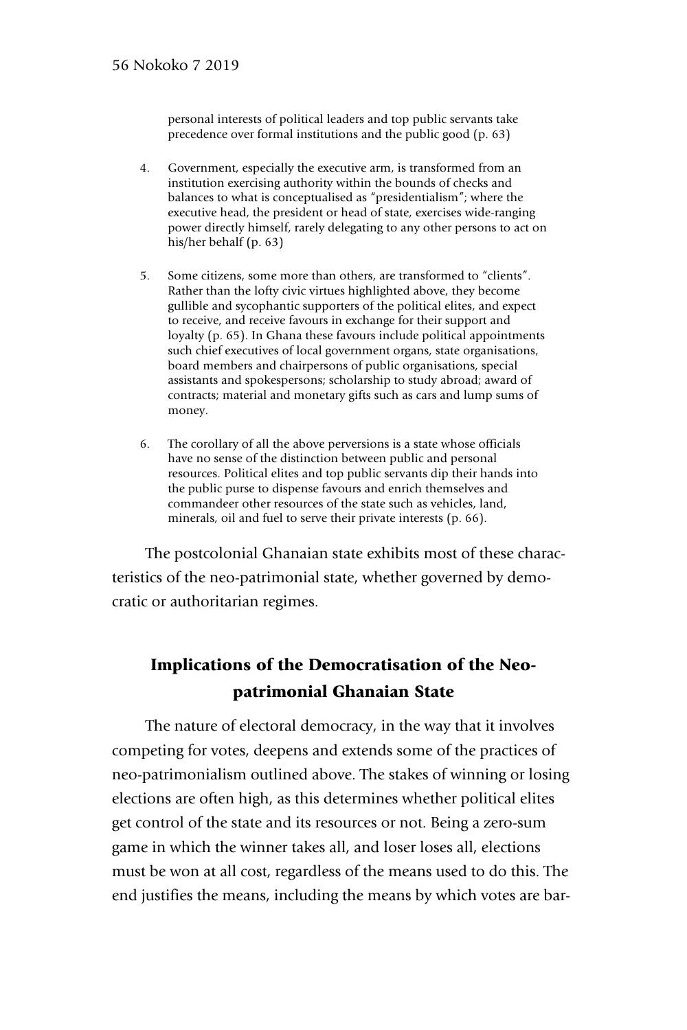personal interests of political leaders and top public servants take precedence over formal institutions and the public good (p. 63)

4. Government, especially the executive arm, is transformed from an institution exercising authority within the bounds of checks and balances to what is conceptualised as "presidentialism"; where the executive head, the president or head of state, exercises wide-ranging power directly himself, rarely delegating to any other persons to act on his/her behalf (p. 63)

5. Some citizens, some more than others, are transformed to "clients". Rather than the lofty civic virtues highlighted above, they become gullible and sycophantic supporters of the political elites, and expect to receive, and receive favours in exchange for their support and loyalty (p. 65). In Ghana these favours include political appointments such chief executives of local government organs, state organisations, board members and chairpersons of public organisations, special assistants and spokespersons; scholarship to study abroad; award of contracts; material and monetary gifts such as cars and lump sums of money.

6. The corollary of all the above perversions is a state whose officials have no sense of the distinction between public and personal resources. Political elites and top public servants dip their hands into the public purse to dispense favours and enrich themselves and commandeer other resources of the state such as vehicles, land, minerals, oil and fuel to serve their private interests (p. 66).

The postcolonial Ghanaian state exhibits most of these characteristics of the neo-patrimonial state, whether governed by democratic or authoritarian regimes.

## Implications of the Democratisation of the Neo-patrimonial Ghanaian State

The nature of electoral democracy, in the way that it involves competing for votes, deepens and extends some of the practices of neo-patrimonialism outlined above. The stakes of winning or losing elections are often high, as this determines whether political elites get control of the state and its resources or not. Being a zero-sum game in which the winner takes all, and loser loses all, elections must be won at all cost, regardless of the means used to do this. The end justifies the means, including the means by which votes are bar-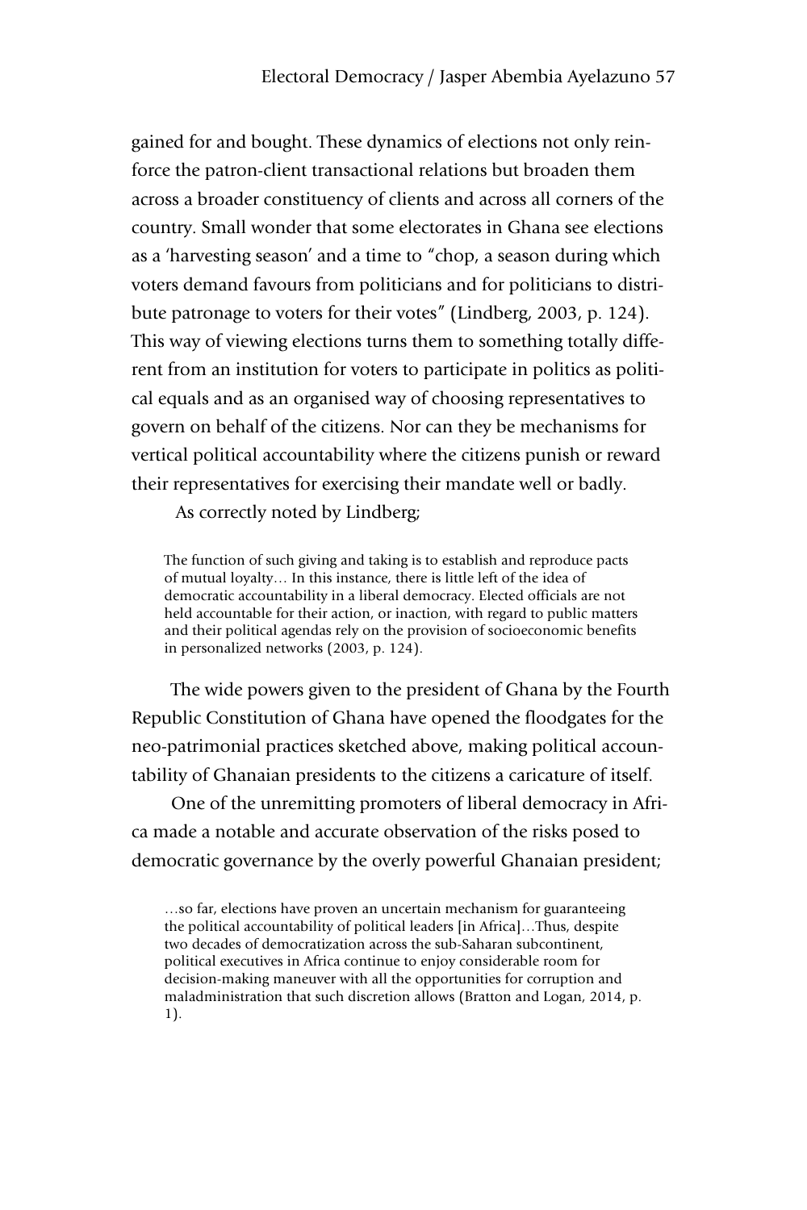gained for and bought. These dynamics of elections not only reinforce the patron-client transactional relations but broaden them across a broader constituency of clients and across all corners of the country. Small wonder that some electorates in Ghana see elections as a 'harvesting season' and a time to "chop, a season during which voters demand favours from politicians and for politicians to distribute patronage to voters for their votes" (Lindberg, 2003, p. 124). This way of viewing elections turns them to something totally different from an institution for voters to participate in politics as political equals and as an organised way of choosing representatives to govern on behalf of the citizens. Nor can they be mechanisms for vertical political accountability where the citizens punish or reward their representatives for exercising their mandate well or badly.

As correctly noted by Lindberg;

> The function of such giving and taking is to establish and reproduce pacts of mutual loyalty… In this instance, there is little left of the idea of democratic accountability in a liberal democracy. Elected officials are not held accountable for their action, or inaction, with regard to public matters and their political agendas rely on the provision of socioeconomic benefits in personalized networks (2003, p. 124).

The wide powers given to the president of Ghana by the Fourth Republic Constitution of Ghana have opened the floodgates for the neo-patrimonial practices sketched above, making political accountability of Ghanaian presidents to the citizens a caricature of itself.

One of the unremitting promoters of liberal democracy in Africa made a notable and accurate observation of the risks posed to democratic governance by the overly powerful Ghanaian president;

> …so far, elections have proven an uncertain mechanism for guaranteeing the political accountability of political leaders [in Africa]…Thus, despite two decades of democratization across the sub-Saharan subcontinent, political executives in Africa continue to enjoy considerable room for decision-making maneuver with all the opportunities for corruption and maladministration that such discretion allows (Bratton and Logan, 2014, p. 1).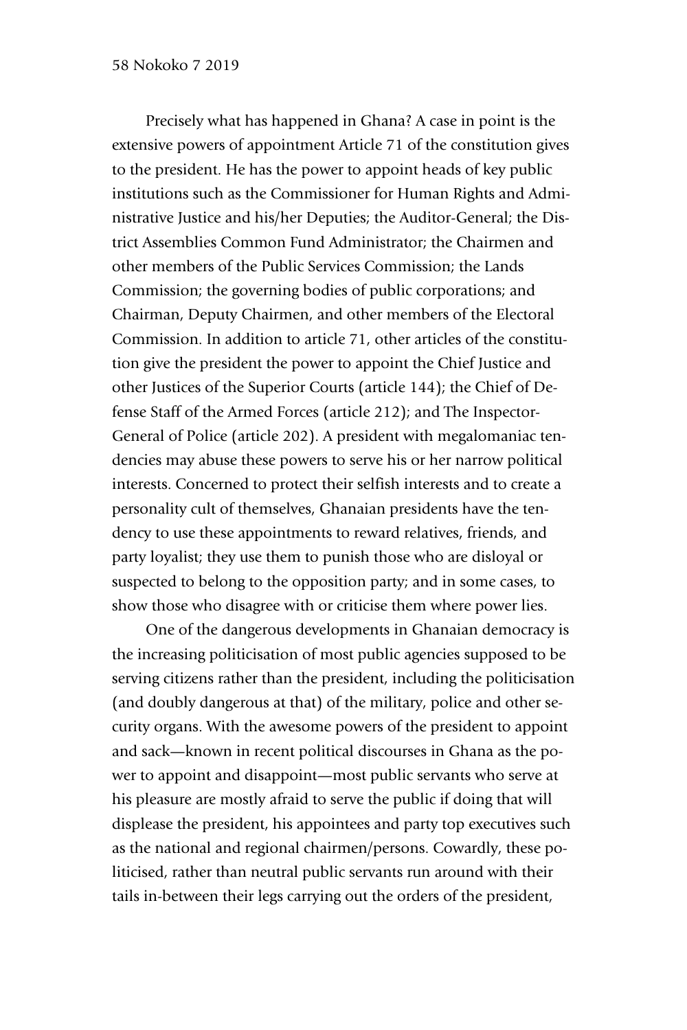Precisely what has happened in Ghana? A case in point is the extensive powers of appointment Article 71 of the constitution gives to the president. He has the power to appoint heads of key public institutions such as the Commissioner for Human Rights and Administrative Justice and his/her Deputies; the Auditor-General; the District Assemblies Common Fund Administrator; the Chairmen and other members of the Public Services Commission; the Lands Commission; the governing bodies of public corporations; and Chairman, Deputy Chairmen, and other members of the Electoral Commission. In addition to article 71, other articles of the constitution give the president the power to appoint the Chief Justice and other Justices of the Superior Courts (article 144); the Chief of Defense Staff of the Armed Forces (article 212); and The Inspector-General of Police (article 202). A president with megalomaniac tendencies may abuse these powers to serve his or her narrow political interests. Concerned to protect their selfish interests and to create a personality cult of themselves, Ghanaian presidents have the tendency to use these appointments to reward relatives, friends, and party loyalist; they use them to punish those who are disloyal or suspected to belong to the opposition party; and in some cases, to show those who disagree with or criticise them where power lies.

One of the dangerous developments in Ghanaian democracy is the increasing politicisation of most public agencies supposed to be serving citizens rather than the president, including the politicisation (and doubly dangerous at that) of the military, police and other security organs. With the awesome powers of the president to appoint and sack—known in recent political discourses in Ghana as the power to appoint and disappoint—most public servants who serve at his pleasure are mostly afraid to serve the public if doing that will displease the president, his appointees and party top executives such as the national and regional chairmen/persons. Cowardly, these politicised, rather than neutral public servants run around with their tails in-between their legs carrying out the orders of the president,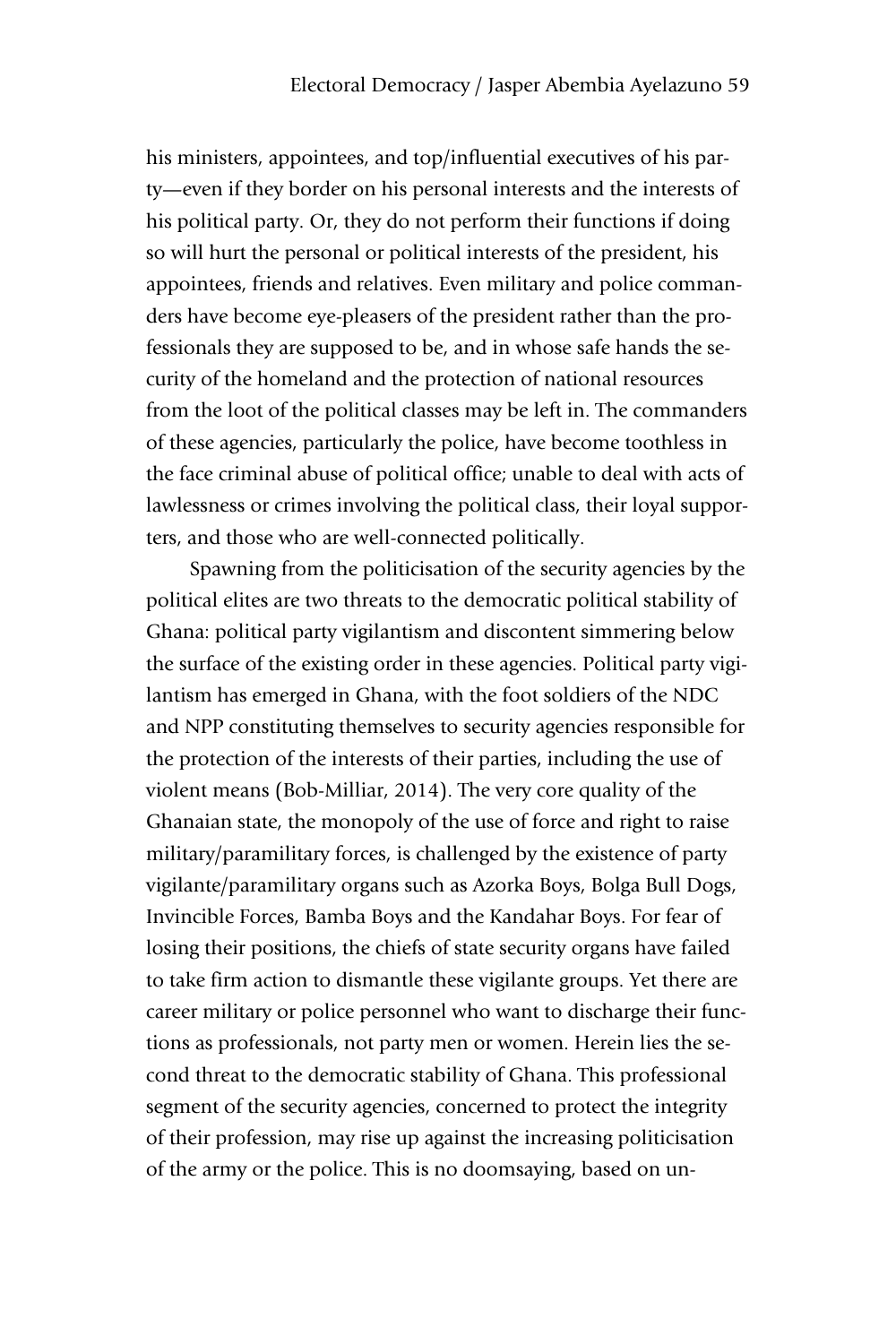his ministers, appointees, and top/influential executives of his party—even if they border on his personal interests and the interests of his political party. Or, they do not perform their functions if doing so will hurt the personal or political interests of the president, his appointees, friends and relatives. Even military and police commanders have become eye-pleasers of the president rather than the professionals they are supposed to be, and in whose safe hands the security of the homeland and the protection of national resources from the loot of the political classes may be left in. The commanders of these agencies, particularly the police, have become toothless in the face criminal abuse of political office; unable to deal with acts of lawlessness or crimes involving the political class, their loyal supporters, and those who are well-connected politically.

Spawning from the politicisation of the security agencies by the political elites are two threats to the democratic political stability of Ghana: political party vigilantism and discontent simmering below the surface of the existing order in these agencies. Political party vigilantism has emerged in Ghana, with the foot soldiers of the NDC and NPP constituting themselves to security agencies responsible for the protection of the interests of their parties, including the use of violent means (Bob-Milliar, 2014). The very core quality of the Ghanaian state, the monopoly of the use of force and right to raise military/paramilitary forces, is challenged by the existence of party vigilante/paramilitary organs such as Azorka Boys, Bolga Bull Dogs, Invincible Forces, Bamba Boys and the Kandahar Boys. For fear of losing their positions, the chiefs of state security organs have failed to take firm action to dismantle these vigilante groups. Yet there are career military or police personnel who want to discharge their functions as professionals, not party men or women. Herein lies the second threat to the democratic stability of Ghana. This professional segment of the security agencies, concerned to protect the integrity of their profession, may rise up against the increasing politicisation of the army or the police. This is no doomsaying, based on un-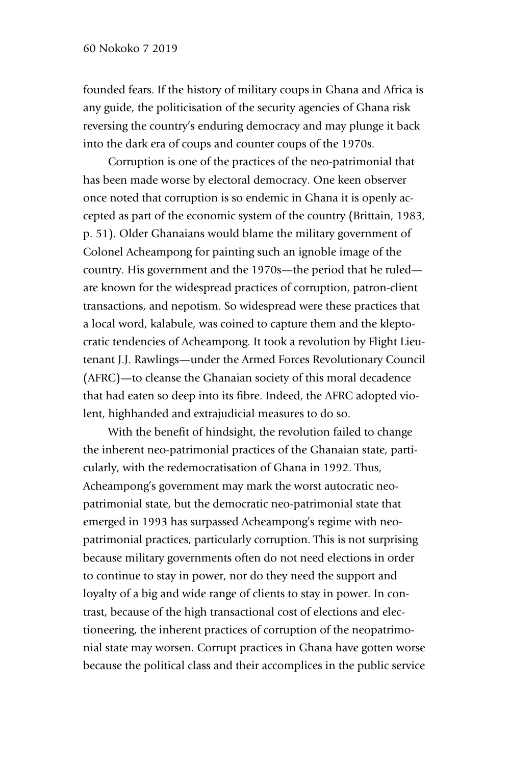founded fears. If the history of military coups in Ghana and Africa is any guide, the politicisation of the security agencies of Ghana risk reversing the country's enduring democracy and may plunge it back into the dark era of coups and counter coups of the 1970s.

Corruption is one of the practices of the neo-patrimonial that has been made worse by electoral democracy. One keen observer once noted that corruption is so endemic in Ghana it is openly accepted as part of the economic system of the country (Brittain, 1983, p. 51). Older Ghanaians would blame the military government of Colonel Acheampong for painting such an ignoble image of the country. His government and the 1970s—the period that he ruled—are known for the widespread practices of corruption, patron-client transactions, and nepotism. So widespread were these practices that a local word, kalabule, was coined to capture them and the kleptocratic tendencies of Acheampong. It took a revolution by Flight Lieutenant J.J. Rawlings—under the Armed Forces Revolutionary Council (AFRC)—to cleanse the Ghanaian society of this moral decadence that had eaten so deep into its fibre. Indeed, the AFRC adopted violent, highhanded and extrajudicial measures to do so.

With the benefit of hindsight, the revolution failed to change the inherent neo-patrimonial practices of the Ghanaian state, particularly, with the redemocratisation of Ghana in 1992. Thus, Acheampong's government may mark the worst autocratic neo-patrimonial state, but the democratic neo-patrimonial state that emerged in 1993 has surpassed Acheampong's regime with neo-patrimonial practices, particularly corruption. This is not surprising because military governments often do not need elections in order to continue to stay in power, nor do they need the support and loyalty of a big and wide range of clients to stay in power. In contrast, because of the high transactional cost of elections and electioneering, the inherent practices of corruption of the neopatrimonial state may worsen. Corrupt practices in Ghana have gotten worse because the political class and their accomplices in the public service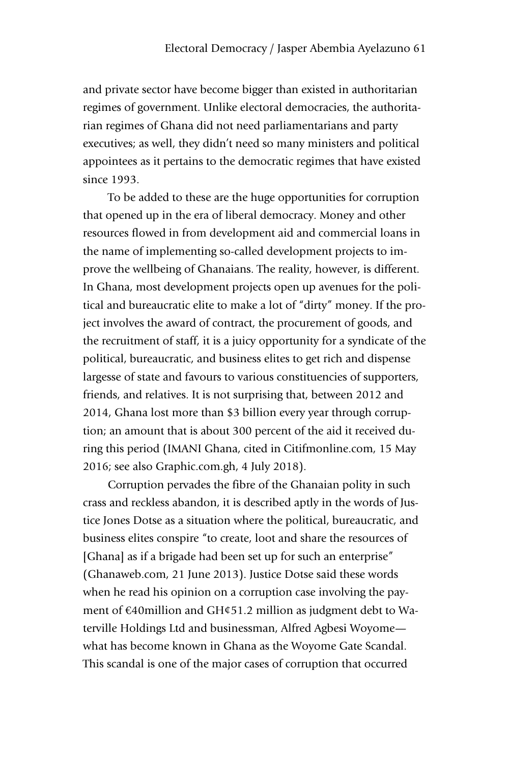and private sector have become bigger than existed in authoritarian regimes of government. Unlike electoral democracies, the authoritarian regimes of Ghana did not need parliamentarians and party executives; as well, they didn't need so many ministers and political appointees as it pertains to the democratic regimes that have existed since 1993.

To be added to these are the huge opportunities for corruption that opened up in the era of liberal democracy. Money and other resources flowed in from development aid and commercial loans in the name of implementing so-called development projects to improve the wellbeing of Ghanaians. The reality, however, is different. In Ghana, most development projects open up avenues for the political and bureaucratic elite to make a lot of "dirty" money. If the project involves the award of contract, the procurement of goods, and the recruitment of staff, it is a juicy opportunity for a syndicate of the political, bureaucratic, and business elites to get rich and dispense largesse of state and favours to various constituencies of supporters, friends, and relatives. It is not surprising that, between 2012 and 2014, Ghana lost more than $3 billion every year through corruption; an amount that is about 300 percent of the aid it received during this period (IMANI Ghana, cited in Citifmonline.com, 15 May 2016; see also Graphic.com.gh, 4 July 2018).

Corruption pervades the fibre of the Ghanaian polity in such crass and reckless abandon, it is described aptly in the words of Justice Jones Dotse as a situation where the political, bureaucratic, and business elites conspire "to create, loot and share the resources of [Ghana] as if a brigade had been set up for such an enterprise" (Ghanaweb.com, 21 June 2013). Justice Dotse said these words when he read his opinion on a corruption case involving the payment of €40million and GH¢51.2 million as judgment debt to Waterville Holdings Ltd and businessman, Alfred Agbesi Woyome—what has become known in Ghana as the Woyome Gate Scandal. This scandal is one of the major cases of corruption that occurred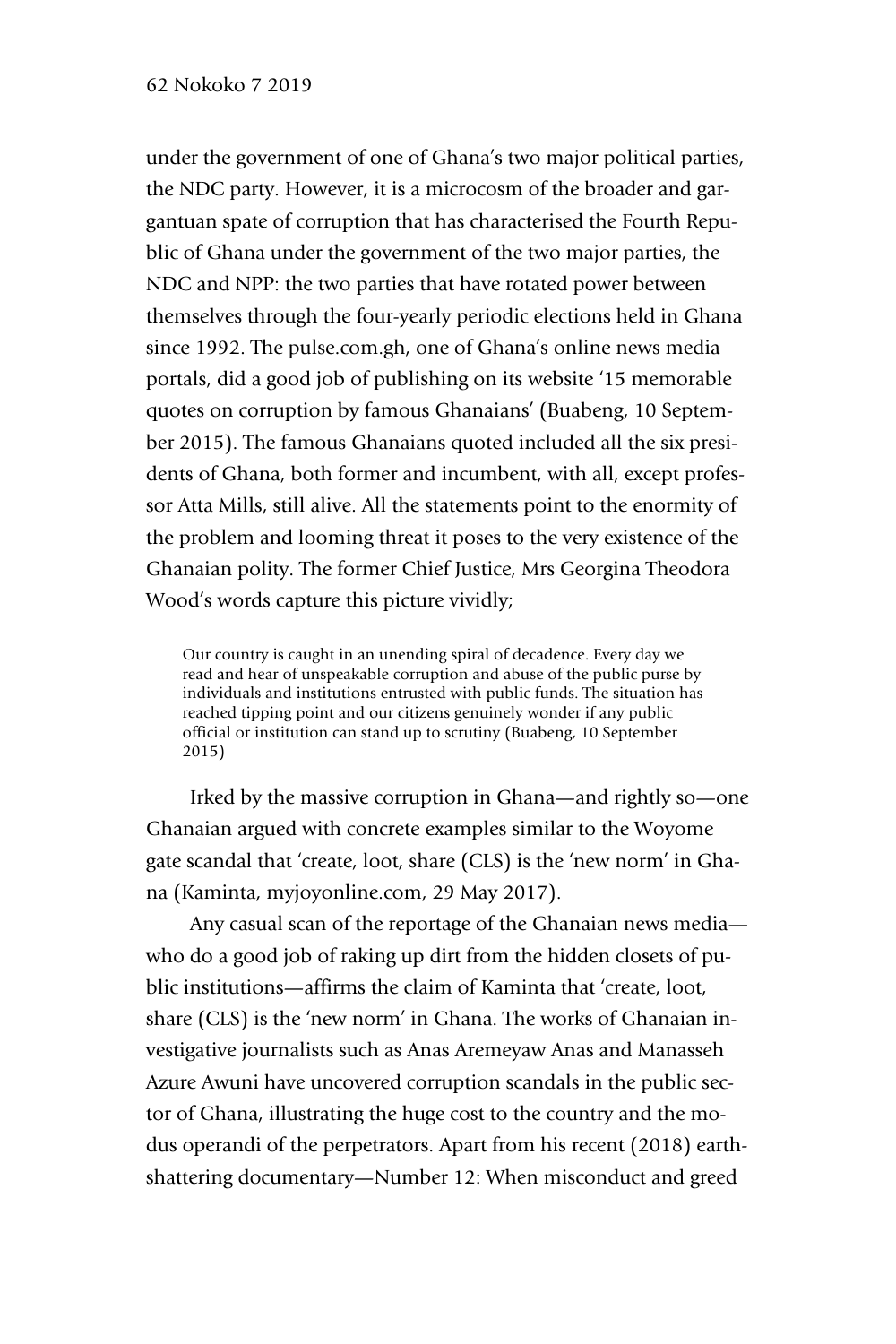under the government of one of Ghana's two major political parties, the NDC party. However, it is a microcosm of the broader and gargantuan spate of corruption that has characterised the Fourth Republic of Ghana under the government of the two major parties, the NDC and NPP: the two parties that have rotated power between themselves through the four-yearly periodic elections held in Ghana since 1992. The pulse.com.gh, one of Ghana's online news media portals, did a good job of publishing on its website '15 memorable quotes on corruption by famous Ghanaians' (Buabeng, 10 September 2015). The famous Ghanaians quoted included all the six presidents of Ghana, both former and incumbent, with all, except professor Atta Mills, still alive. All the statements point to the enormity of the problem and looming threat it poses to the very existence of the Ghanaian polity. The former Chief Justice, Mrs Georgina Theodora Wood's words capture this picture vividly;

> Our country is caught in an unending spiral of decadence. Every day we read and hear of unspeakable corruption and abuse of the public purse by individuals and institutions entrusted with public funds. The situation has reached tipping point and our citizens genuinely wonder if any public official or institution can stand up to scrutiny (Buabeng, 10 September 2015)

Irked by the massive corruption in Ghana—and rightly so—one Ghanaian argued with concrete examples similar to the Woyome gate scandal that 'create, loot, share (CLS) is the 'new norm' in Ghana (Kaminta, myjoyonline.com, 29 May 2017).

Any casual scan of the reportage of the Ghanaian news media—who do a good job of raking up dirt from the hidden closets of public institutions—affirms the claim of Kaminta that 'create, loot, share (CLS) is the 'new norm' in Ghana. The works of Ghanaian investigative journalists such as Anas Aremeyaw Anas and Manasseh Azure Awuni have uncovered corruption scandals in the public sector of Ghana, illustrating the huge cost to the country and the modus operandi of the perpetrators. Apart from his recent (2018) earth-shattering documentary—Number 12: When misconduct and greed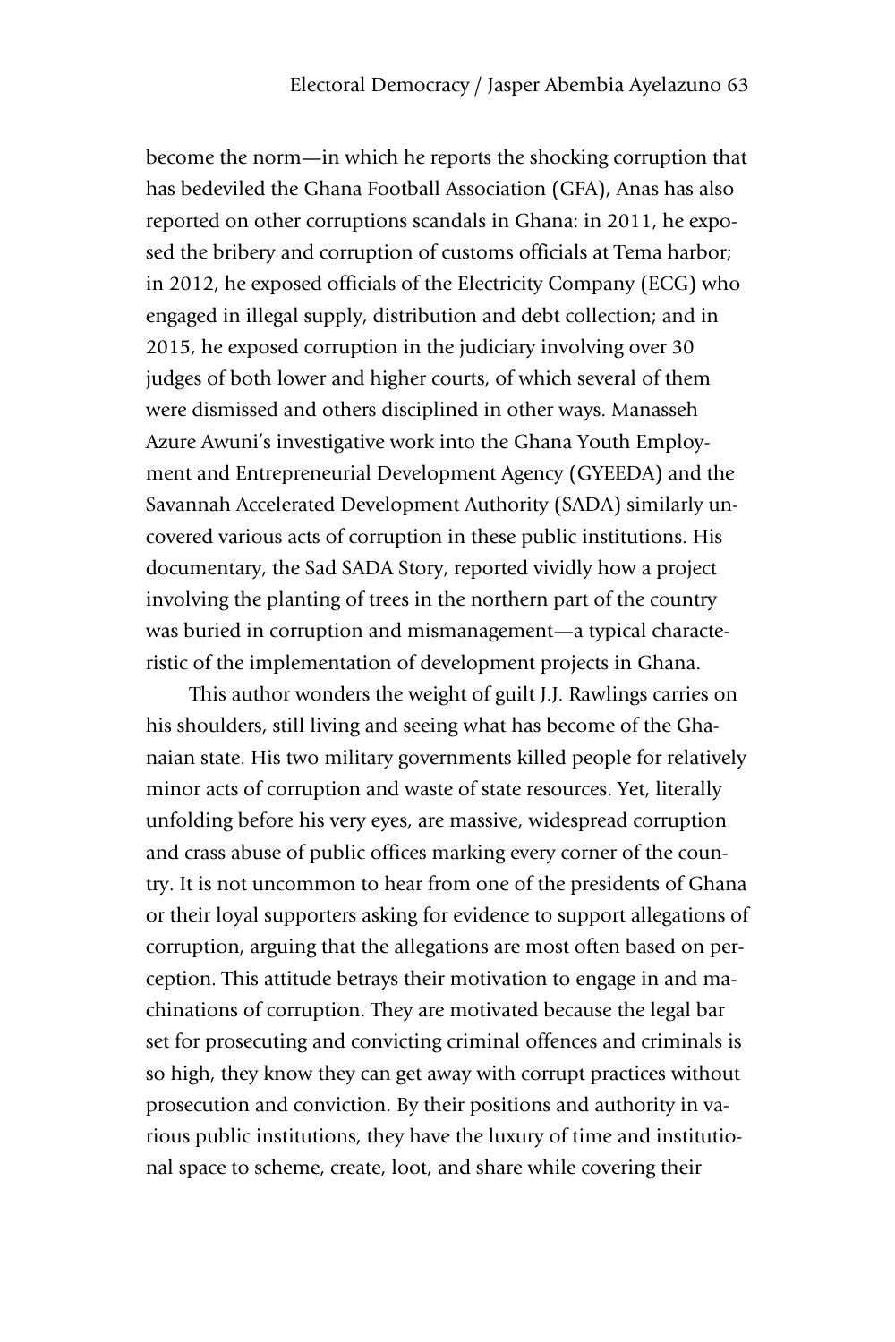become the norm—in which he reports the shocking corruption that has bedeviled the Ghana Football Association (GFA), Anas has also reported on other corruptions scandals in Ghana: in 2011, he exposed the bribery and corruption of customs officials at Tema harbor; in 2012, he exposed officials of the Electricity Company (ECG) who engaged in illegal supply, distribution and debt collection; and in 2015, he exposed corruption in the judiciary involving over 30 judges of both lower and higher courts, of which several of them were dismissed and others disciplined in other ways. Manasseh Azure Awuni's investigative work into the Ghana Youth Employment and Entrepreneurial Development Agency (GYEEDA) and the Savannah Accelerated Development Authority (SADA) similarly uncovered various acts of corruption in these public institutions. His documentary, the Sad SADA Story, reported vividly how a project involving the planting of trees in the northern part of the country was buried in corruption and mismanagement—a typical characteristic of the implementation of development projects in Ghana.

This author wonders the weight of guilt J.J. Rawlings carries on his shoulders, still living and seeing what has become of the Ghanaian state. His two military governments killed people for relatively minor acts of corruption and waste of state resources. Yet, literally unfolding before his very eyes, are massive, widespread corruption and crass abuse of public offices marking every corner of the country. It is not uncommon to hear from one of the presidents of Ghana or their loyal supporters asking for evidence to support allegations of corruption, arguing that the allegations are most often based on perception. This attitude betrays their motivation to engage in and machinations of corruption. They are motivated because the legal bar set for prosecuting and convicting criminal offences and criminals is so high, they know they can get away with corrupt practices without prosecution and conviction. By their positions and authority in various public institutions, they have the luxury of time and institutional space to scheme, create, loot, and share while covering their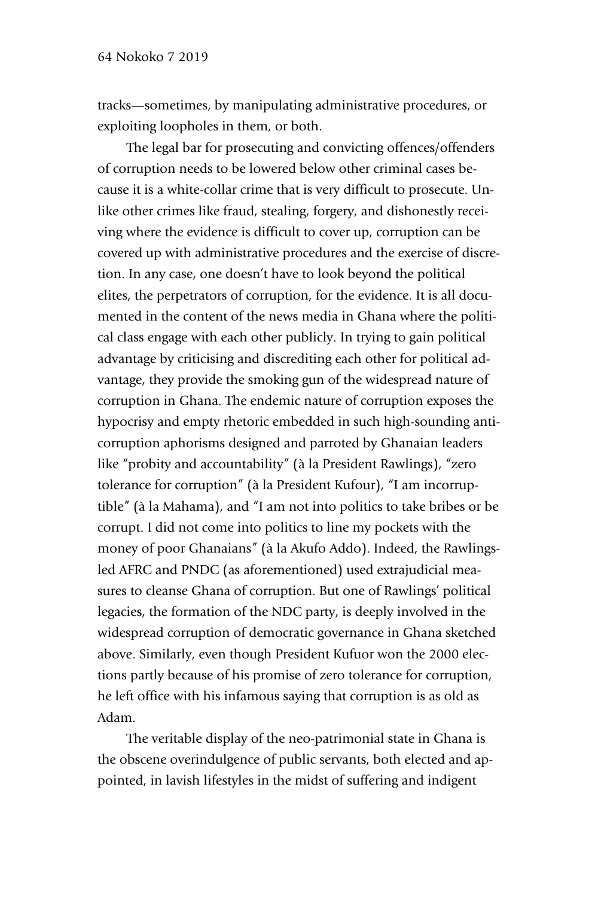tracks—sometimes, by manipulating administrative procedures, or exploiting loopholes in them, or both.

The legal bar for prosecuting and convicting offences/offenders of corruption needs to be lowered below other criminal cases because it is a white-collar crime that is very difficult to prosecute. Unlike other crimes like fraud, stealing, forgery, and dishonestly receiving where the evidence is difficult to cover up, corruption can be covered up with administrative procedures and the exercise of discretion. In any case, one doesn't have to look beyond the political elites, the perpetrators of corruption, for the evidence. It is all documented in the content of the news media in Ghana where the political class engage with each other publicly. In trying to gain political advantage by criticising and discrediting each other for political advantage, they provide the smoking gun of the widespread nature of corruption in Ghana. The endemic nature of corruption exposes the hypocrisy and empty rhetoric embedded in such high-sounding anti-corruption aphorisms designed and parroted by Ghanaian leaders like "probity and accountability" (à la President Rawlings), "zero tolerance for corruption" (à la President Kufour), "I am incorruptible" (à la Mahama), and "I am not into politics to take bribes or be corrupt. I did not come into politics to line my pockets with the money of poor Ghanaians" (à la Akufo Addo). Indeed, the Rawlings-led AFRC and PNDC (as aforementioned) used extrajudicial measures to cleanse Ghana of corruption. But one of Rawlings' political legacies, the formation of the NDC party, is deeply involved in the widespread corruption of democratic governance in Ghana sketched above. Similarly, even though President Kufuor won the 2000 elections partly because of his promise of zero tolerance for corruption, he left office with his infamous saying that corruption is as old as Adam.

The veritable display of the neo-patrimonial state in Ghana is the obscene overindulgence of public servants, both elected and appointed, in lavish lifestyles in the midst of suffering and indigent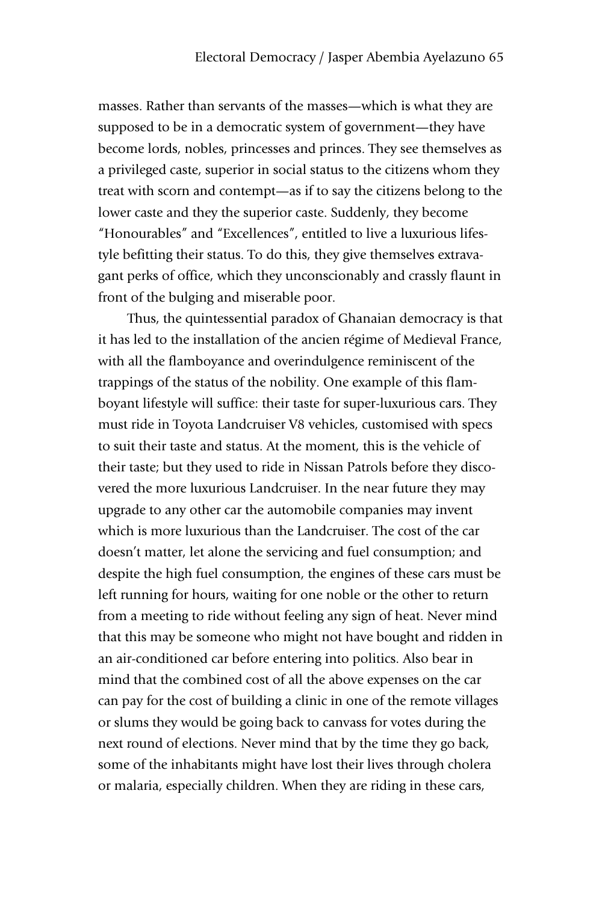masses. Rather than servants of the masses—which is what they are supposed to be in a democratic system of government—they have become lords, nobles, princesses and princes. They see themselves as a privileged caste, superior in social status to the citizens whom they treat with scorn and contempt—as if to say the citizens belong to the lower caste and they the superior caste. Suddenly, they become "Honourables" and "Excellences", entitled to live a luxurious lifestyle befitting their status. To do this, they give themselves extravagant perks of office, which they unconscionably and crassly flaunt in front of the bulging and miserable poor.

Thus, the quintessential paradox of Ghanaian democracy is that it has led to the installation of the ancien régime of Medieval France, with all the flamboyance and overindulgence reminiscent of the trappings of the status of the nobility. One example of this flamboyant lifestyle will suffice: their taste for super-luxurious cars. They must ride in Toyota Landcruiser V8 vehicles, customised with specs to suit their taste and status. At the moment, this is the vehicle of their taste; but they used to ride in Nissan Patrols before they discovered the more luxurious Landcruiser. In the near future they may upgrade to any other car the automobile companies may invent which is more luxurious than the Landcruiser. The cost of the car doesn't matter, let alone the servicing and fuel consumption; and despite the high fuel consumption, the engines of these cars must be left running for hours, waiting for one noble or the other to return from a meeting to ride without feeling any sign of heat. Never mind that this may be someone who might not have bought and ridden in an air-conditioned car before entering into politics. Also bear in mind that the combined cost of all the above expenses on the car can pay for the cost of building a clinic in one of the remote villages or slums they would be going back to canvass for votes during the next round of elections. Never mind that by the time they go back, some of the inhabitants might have lost their lives through cholera or malaria, especially children. When they are riding in these cars,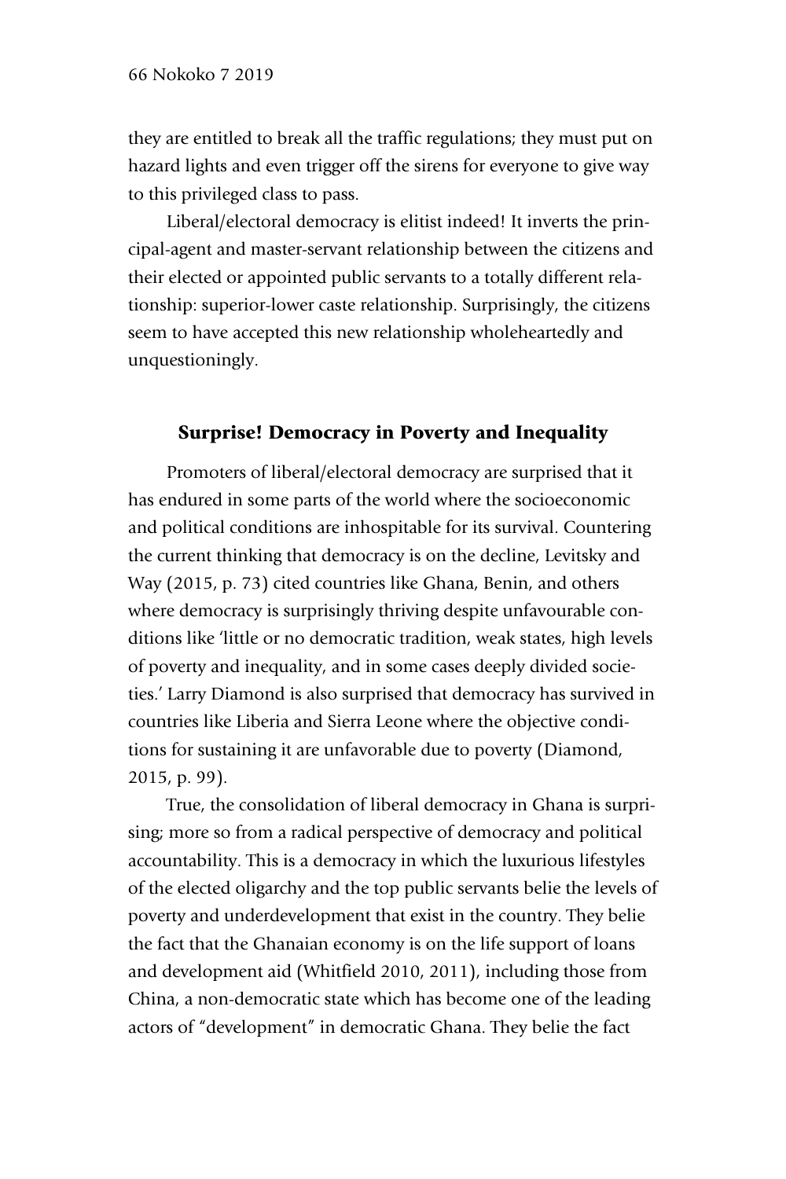they are entitled to break all the traffic regulations; they must put on hazard lights and even trigger off the sirens for everyone to give way to this privileged class to pass.

Liberal/electoral democracy is elitist indeed! It inverts the principal-agent and master-servant relationship between the citizens and their elected or appointed public servants to a totally different relationship: superior-lower caste relationship. Surprisingly, the citizens seem to have accepted this new relationship wholeheartedly and unquestioningly.

## Surprise! Democracy in Poverty and Inequality

Promoters of liberal/electoral democracy are surprised that it has endured in some parts of the world where the socioeconomic and political conditions are inhospitable for its survival. Countering the current thinking that democracy is on the decline, Levitsky and Way (2015, p. 73) cited countries like Ghana, Benin, and others where democracy is surprisingly thriving despite unfavourable conditions like 'little or no democratic tradition, weak states, high levels of poverty and inequality, and in some cases deeply divided societies.' Larry Diamond is also surprised that democracy has survived in countries like Liberia and Sierra Leone where the objective conditions for sustaining it are unfavorable due to poverty (Diamond, 2015, p. 99).

True, the consolidation of liberal democracy in Ghana is surprising; more so from a radical perspective of democracy and political accountability. This is a democracy in which the luxurious lifestyles of the elected oligarchy and the top public servants belie the levels of poverty and underdevelopment that exist in the country. They belie the fact that the Ghanaian economy is on the life support of loans and development aid (Whitfield 2010, 2011), including those from China, a non-democratic state which has become one of the leading actors of "development" in democratic Ghana. They belie the fact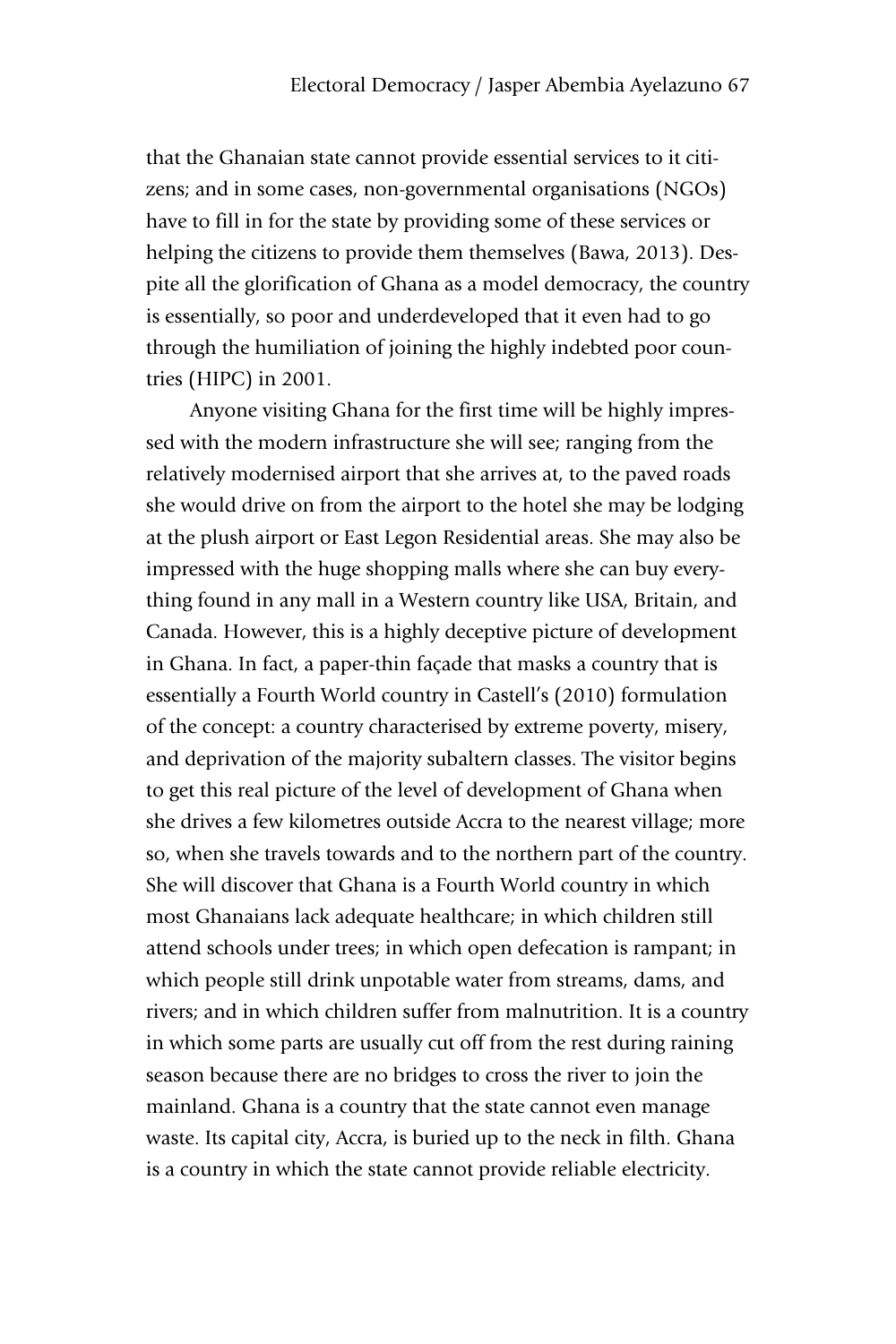that the Ghanaian state cannot provide essential services to it citizens; and in some cases, non-governmental organisations (NGOs) have to fill in for the state by providing some of these services or helping the citizens to provide them themselves (Bawa, 2013). Despite all the glorification of Ghana as a model democracy, the country is essentially, so poor and underdeveloped that it even had to go through the humiliation of joining the highly indebted poor countries (HIPC) in 2001.

Anyone visiting Ghana for the first time will be highly impressed with the modern infrastructure she will see; ranging from the relatively modernised airport that she arrives at, to the paved roads she would drive on from the airport to the hotel she may be lodging at the plush airport or East Legon Residential areas. She may also be impressed with the huge shopping malls where she can buy everything found in any mall in a Western country like USA, Britain, and Canada. However, this is a highly deceptive picture of development in Ghana. In fact, a paper-thin façade that masks a country that is essentially a Fourth World country in Castell's (2010) formulation of the concept: a country characterised by extreme poverty, misery, and deprivation of the majority subaltern classes. The visitor begins to get this real picture of the level of development of Ghana when she drives a few kilometres outside Accra to the nearest village; more so, when she travels towards and to the northern part of the country. She will discover that Ghana is a Fourth World country in which most Ghanaians lack adequate healthcare; in which children still attend schools under trees; in which open defecation is rampant; in which people still drink unpotable water from streams, dams, and rivers; and in which children suffer from malnutrition. It is a country in which some parts are usually cut off from the rest during raining season because there are no bridges to cross the river to join the mainland. Ghana is a country that the state cannot even manage waste. Its capital city, Accra, is buried up to the neck in filth. Ghana is a country in which the state cannot provide reliable electricity.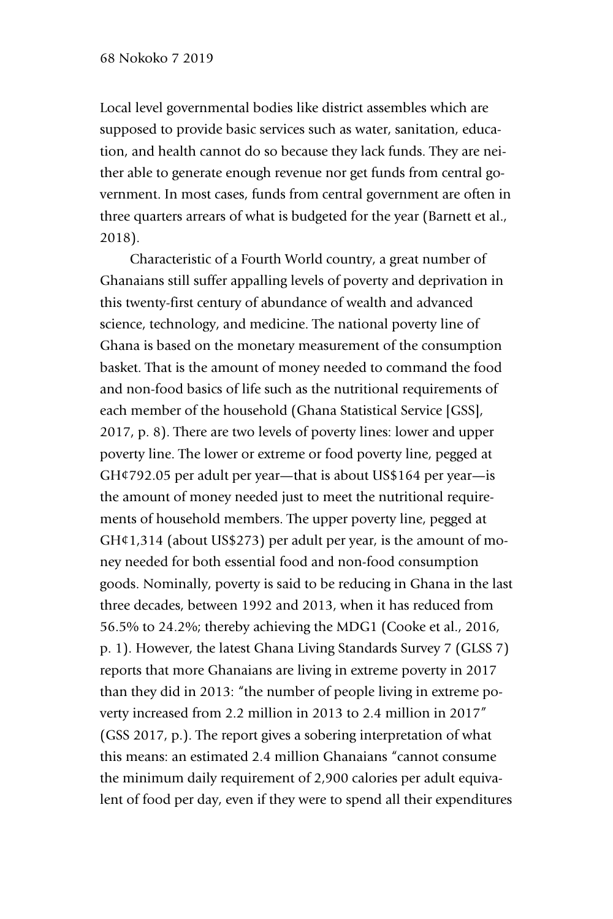Local level governmental bodies like district assembles which are supposed to provide basic services such as water, sanitation, education, and health cannot do so because they lack funds. They are neither able to generate enough revenue nor get funds from central government. In most cases, funds from central government are often in three quarters arrears of what is budgeted for the year (Barnett et al., 2018).

Characteristic of a Fourth World country, a great number of Ghanaians still suffer appalling levels of poverty and deprivation in this twenty-first century of abundance of wealth and advanced science, technology, and medicine. The national poverty line of Ghana is based on the monetary measurement of the consumption basket. That is the amount of money needed to command the food and non-food basics of life such as the nutritional requirements of each member of the household (Ghana Statistical Service [GSS], 2017, p. 8). There are two levels of poverty lines: lower and upper poverty line. The lower or extreme or food poverty line, pegged at GH¢792.05 per adult per year—that is about US$164 per year—is the amount of money needed just to meet the nutritional requirements of household members. The upper poverty line, pegged at GH¢1,314 (about US$273) per adult per year, is the amount of money needed for both essential food and non-food consumption goods. Nominally, poverty is said to be reducing in Ghana in the last three decades, between 1992 and 2013, when it has reduced from 56.5% to 24.2%; thereby achieving the MDG1 (Cooke et al., 2016, p. 1). However, the latest Ghana Living Standards Survey 7 (GLSS 7) reports that more Ghanaians are living in extreme poverty in 2017 than they did in 2013: "the number of people living in extreme poverty increased from 2.2 million in 2013 to 2.4 million in 2017" (GSS 2017, p.). The report gives a sobering interpretation of what this means: an estimated 2.4 million Ghanaians "cannot consume the minimum daily requirement of 2,900 calories per adult equivalent of food per day, even if they were to spend all their expenditures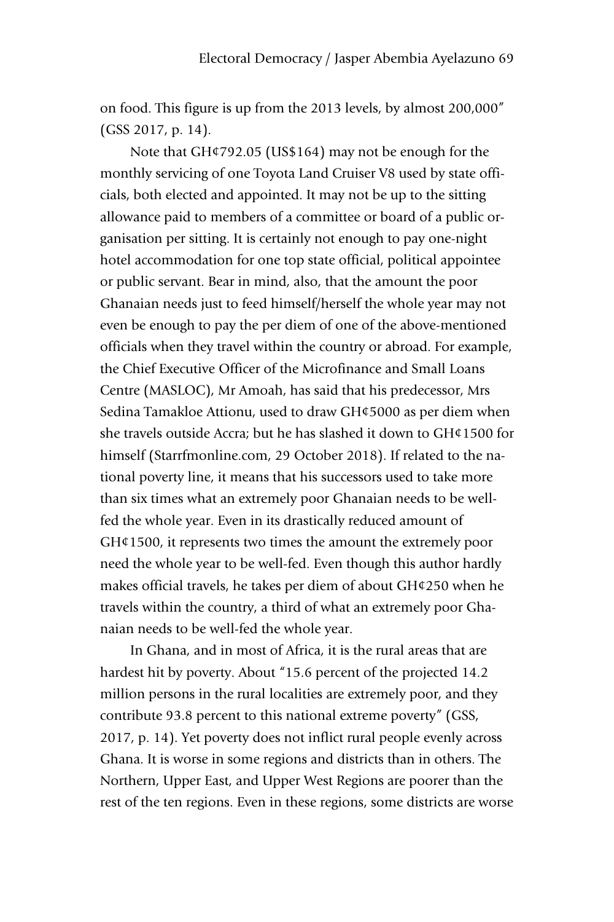on food. This figure is up from the 2013 levels, by almost 200,000" (GSS 2017, p. 14).

Note that GH¢792.05 (US$164) may not be enough for the monthly servicing of one Toyota Land Cruiser V8 used by state officials, both elected and appointed. It may not be up to the sitting allowance paid to members of a committee or board of a public organisation per sitting. It is certainly not enough to pay one-night hotel accommodation for one top state official, political appointee or public servant. Bear in mind, also, that the amount the poor Ghanaian needs just to feed himself/herself the whole year may not even be enough to pay the per diem of one of the above-mentioned officials when they travel within the country or abroad. For example, the Chief Executive Officer of the Microfinance and Small Loans Centre (MASLOC), Mr Amoah, has said that his predecessor, Mrs Sedina Tamakloe Attionu, used to draw GH¢5000 as per diem when she travels outside Accra; but he has slashed it down to GH¢1500 for himself (Starrfmonline.com, 29 October 2018). If related to the national poverty line, it means that his successors used to take more than six times what an extremely poor Ghanaian needs to be well-fed the whole year. Even in its drastically reduced amount of GH¢1500, it represents two times the amount the extremely poor need the whole year to be well-fed. Even though this author hardly makes official travels, he takes per diem of about GH¢250 when he travels within the country, a third of what an extremely poor Ghanaian needs to be well-fed the whole year.

In Ghana, and in most of Africa, it is the rural areas that are hardest hit by poverty. About "15.6 percent of the projected 14.2 million persons in the rural localities are extremely poor, and they contribute 93.8 percent to this national extreme poverty" (GSS, 2017, p. 14). Yet poverty does not inflict rural people evenly across Ghana. It is worse in some regions and districts than in others. The Northern, Upper East, and Upper West Regions are poorer than the rest of the ten regions. Even in these regions, some districts are worse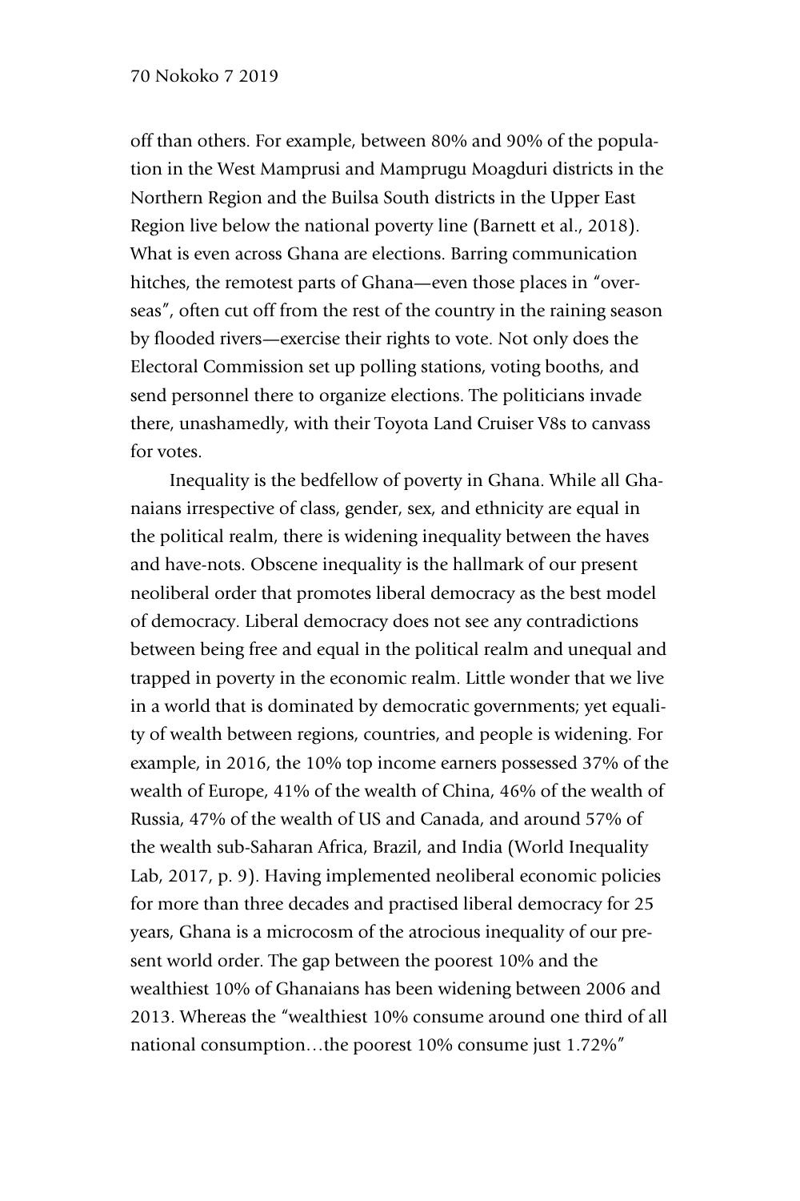off than others. For example, between 80% and 90% of the population in the West Mamprusi and Mamprugu Moagduri districts in the Northern Region and the Builsa South districts in the Upper East Region live below the national poverty line (Barnett et al., 2018). What is even across Ghana are elections. Barring communication hitches, the remotest parts of Ghana—even those places in "overseas", often cut off from the rest of the country in the raining season by flooded rivers—exercise their rights to vote. Not only does the Electoral Commission set up polling stations, voting booths, and send personnel there to organize elections. The politicians invade there, unashamedly, with their Toyota Land Cruiser V8s to canvass for votes.

Inequality is the bedfellow of poverty in Ghana. While all Ghanaians irrespective of class, gender, sex, and ethnicity are equal in the political realm, there is widening inequality between the haves and have-nots. Obscene inequality is the hallmark of our present neoliberal order that promotes liberal democracy as the best model of democracy. Liberal democracy does not see any contradictions between being free and equal in the political realm and unequal and trapped in poverty in the economic realm. Little wonder that we live in a world that is dominated by democratic governments; yet equality of wealth between regions, countries, and people is widening. For example, in 2016, the 10% top income earners possessed 37% of the wealth of Europe, 41% of the wealth of China, 46% of the wealth of Russia, 47% of the wealth of US and Canada, and around 57% of the wealth sub-Saharan Africa, Brazil, and India (World Inequality Lab, 2017, p. 9). Having implemented neoliberal economic policies for more than three decades and practised liberal democracy for 25 years, Ghana is a microcosm of the atrocious inequality of our present world order. The gap between the poorest 10% and the wealthiest 10% of Ghanaians has been widening between 2006 and 2013. Whereas the "wealthiest 10% consume around one third of all national consumption…the poorest 10% consume just 1.72%"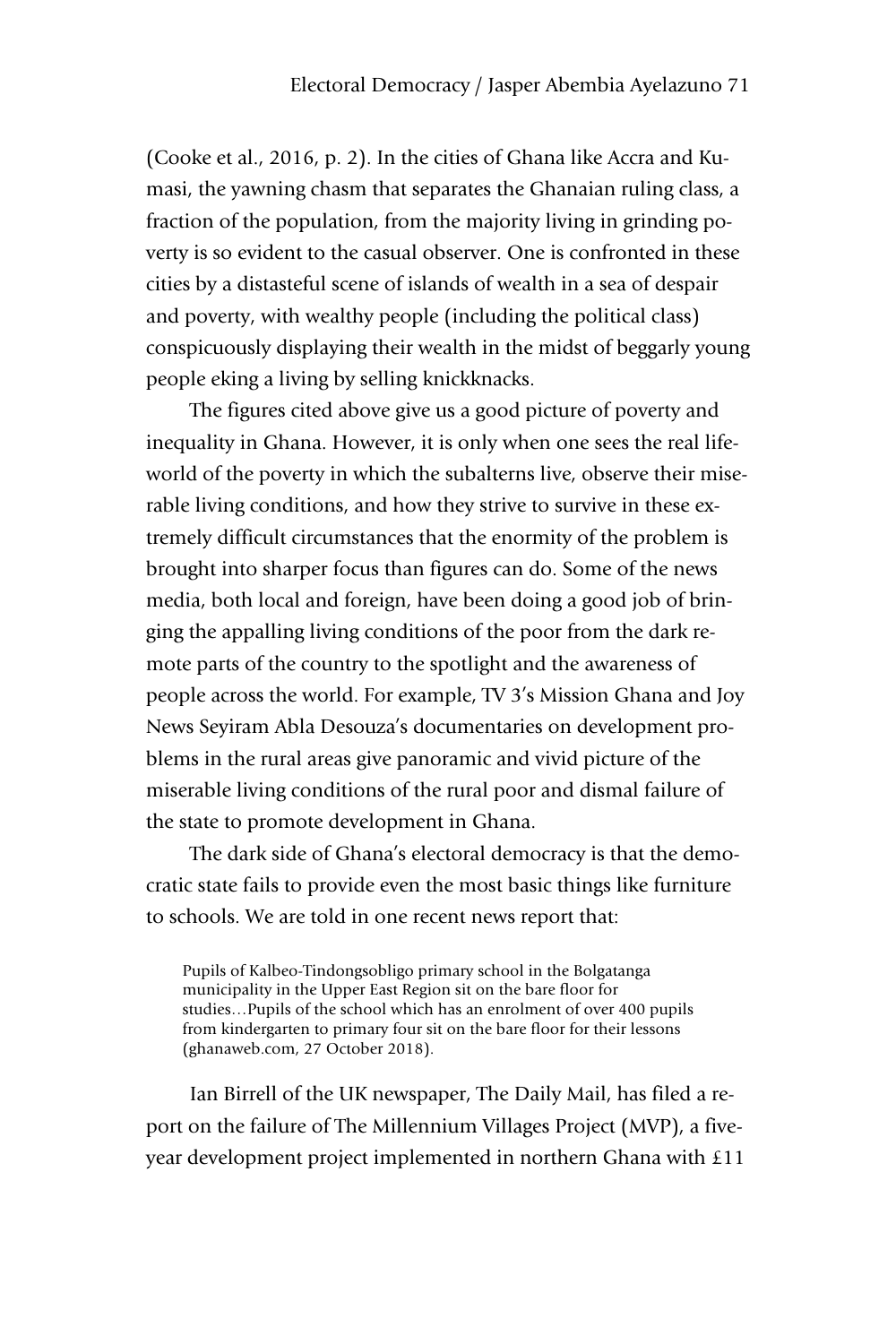(Cooke et al., 2016, p. 2). In the cities of Ghana like Accra and Kumasi, the yawning chasm that separates the Ghanaian ruling class, a fraction of the population, from the majority living in grinding poverty is so evident to the casual observer. One is confronted in these cities by a distasteful scene of islands of wealth in a sea of despair and poverty, with wealthy people (including the political class) conspicuously displaying their wealth in the midst of beggarly young people eking a living by selling knickknacks.

The figures cited above give us a good picture of poverty and inequality in Ghana. However, it is only when one sees the real lifeworld of the poverty in which the subalterns live, observe their miserable living conditions, and how they strive to survive in these extremely difficult circumstances that the enormity of the problem is brought into sharper focus than figures can do. Some of the news media, both local and foreign, have been doing a good job of bringing the appalling living conditions of the poor from the dark remote parts of the country to the spotlight and the awareness of people across the world. For example, TV 3's Mission Ghana and Joy News Seyiram Abla Desouza's documentaries on development problems in the rural areas give panoramic and vivid picture of the miserable living conditions of the rural poor and dismal failure of the state to promote development in Ghana.

The dark side of Ghana's electoral democracy is that the democratic state fails to provide even the most basic things like furniture to schools. We are told in one recent news report that:

> Pupils of Kalbeo-Tindongsobligo primary school in the Bolgatanga municipality in the Upper East Region sit on the bare floor for studies…Pupils of the school which has an enrolment of over 400 pupils from kindergarten to primary four sit on the bare floor for their lessons (ghanaweb.com, 27 October 2018).

Ian Birrell of the UK newspaper, The Daily Mail, has filed a report on the failure of The Millennium Villages Project (MVP), a five-year development project implemented in northern Ghana with £11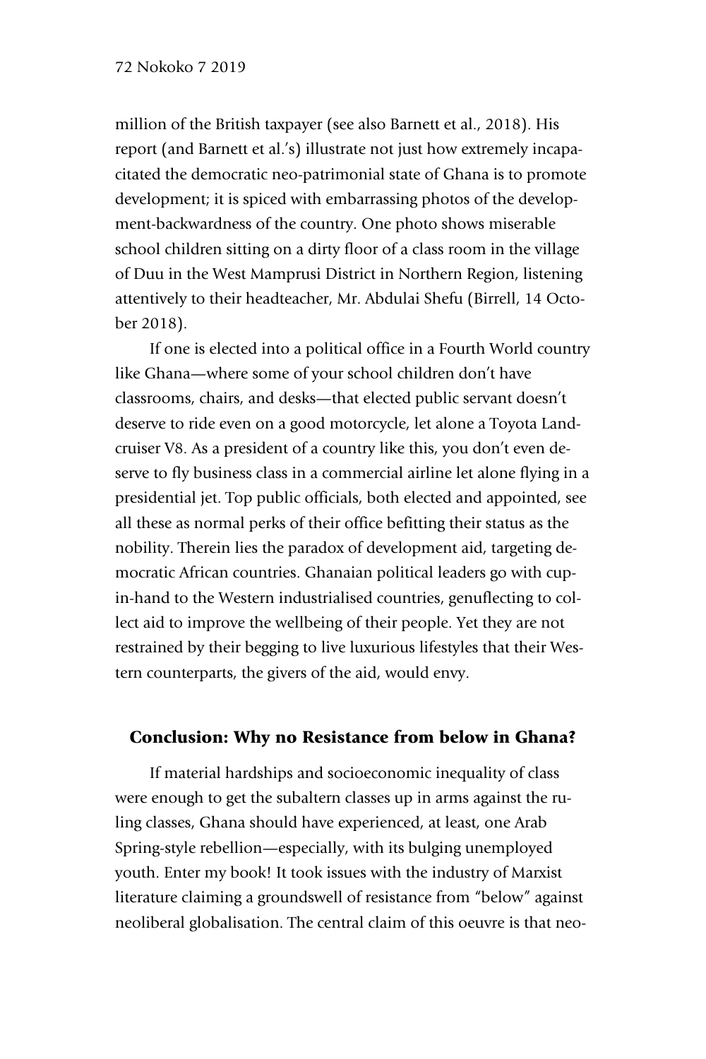million of the British taxpayer (see also Barnett et al., 2018). His report (and Barnett et al.'s) illustrate not just how extremely incapacitated the democratic neo-patrimonial state of Ghana is to promote development; it is spiced with embarrassing photos of the development-backwardness of the country. One photo shows miserable school children sitting on a dirty floor of a class room in the village of Duu in the West Mamprusi District in Northern Region, listening attentively to their headteacher, Mr. Abdulai Shefu (Birrell, 14 October 2018).

If one is elected into a political office in a Fourth World country like Ghana—where some of your school children don't have classrooms, chairs, and desks—that elected public servant doesn't deserve to ride even on a good motorcycle, let alone a Toyota Landcruiser V8. As a president of a country like this, you don't even deserve to fly business class in a commercial airline let alone flying in a presidential jet. Top public officials, both elected and appointed, see all these as normal perks of their office befitting their status as the nobility. Therein lies the paradox of development aid, targeting democratic African countries. Ghanaian political leaders go with cup-in-hand to the Western industrialised countries, genuflecting to collect aid to improve the wellbeing of their people. Yet they are not restrained by their begging to live luxurious lifestyles that their Western counterparts, the givers of the aid, would envy.

## Conclusion: Why no Resistance from below in Ghana?

If material hardships and socioeconomic inequality of class were enough to get the subaltern classes up in arms against the ruling classes, Ghana should have experienced, at least, one Arab Spring-style rebellion—especially, with its bulging unemployed youth. Enter my book! It took issues with the industry of Marxist literature claiming a groundswell of resistance from "below" against neoliberal globalisation. The central claim of this oeuvre is that neo-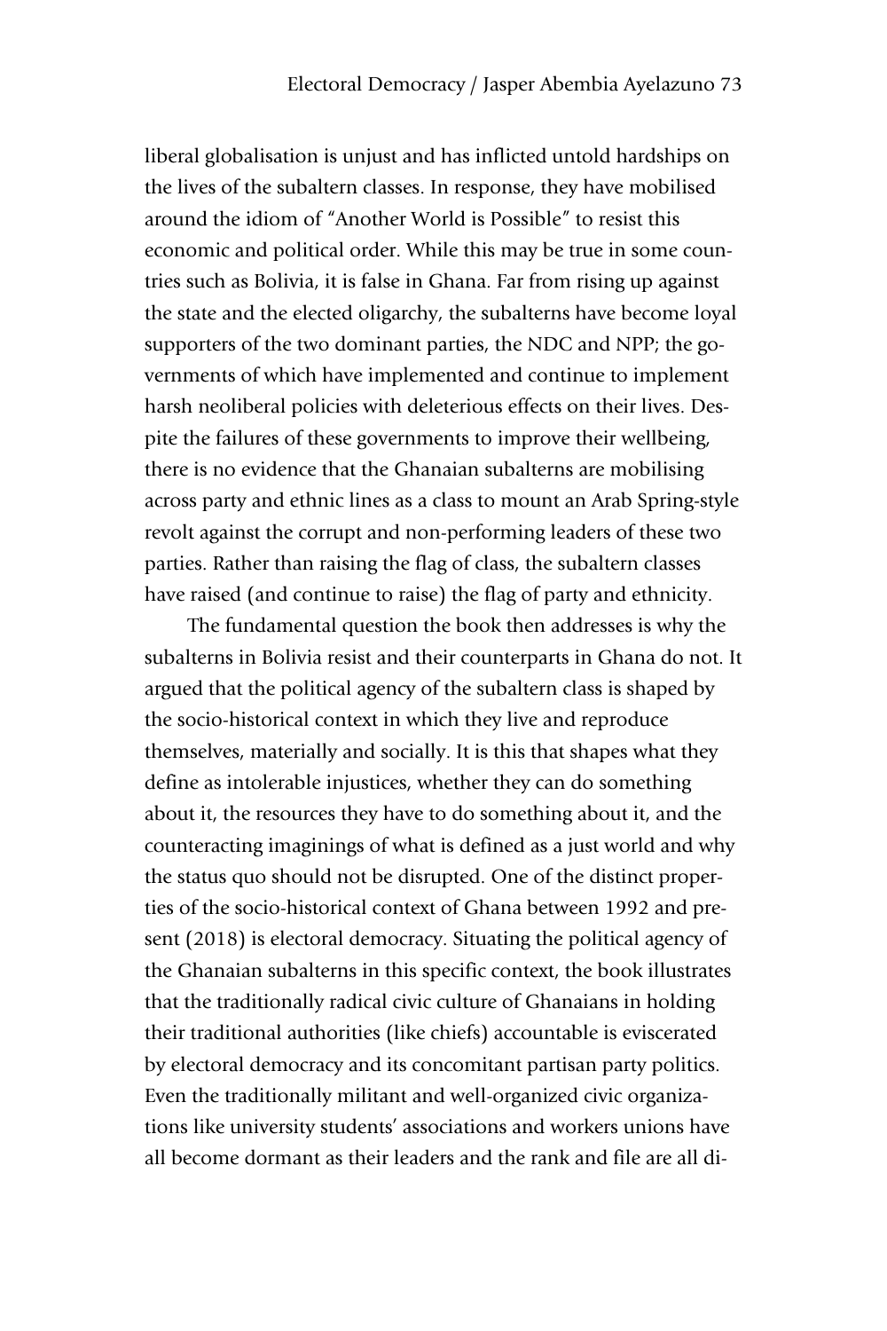liberal globalisation is unjust and has inflicted untold hardships on the lives of the subaltern classes. In response, they have mobilised around the idiom of "Another World is Possible" to resist this economic and political order. While this may be true in some countries such as Bolivia, it is false in Ghana. Far from rising up against the state and the elected oligarchy, the subalterns have become loyal supporters of the two dominant parties, the NDC and NPP; the governments of which have implemented and continue to implement harsh neoliberal policies with deleterious effects on their lives. Despite the failures of these governments to improve their wellbeing, there is no evidence that the Ghanaian subalterns are mobilising across party and ethnic lines as a class to mount an Arab Spring-style revolt against the corrupt and non-performing leaders of these two parties. Rather than raising the flag of class, the subaltern classes have raised (and continue to raise) the flag of party and ethnicity.

The fundamental question the book then addresses is why the subalterns in Bolivia resist and their counterparts in Ghana do not. It argued that the political agency of the subaltern class is shaped by the socio-historical context in which they live and reproduce themselves, materially and socially. It is this that shapes what they define as intolerable injustices, whether they can do something about it, the resources they have to do something about it, and the counteracting imaginings of what is defined as a just world and why the status quo should not be disrupted. One of the distinct properties of the socio-historical context of Ghana between 1992 and present (2018) is electoral democracy. Situating the political agency of the Ghanaian subalterns in this specific context, the book illustrates that the traditionally radical civic culture of Ghanaians in holding their traditional authorities (like chiefs) accountable is eviscerated by electoral democracy and its concomitant partisan party politics. Even the traditionally militant and well-organized civic organizations like university students' associations and workers unions have all become dormant as their leaders and the rank and file are all di-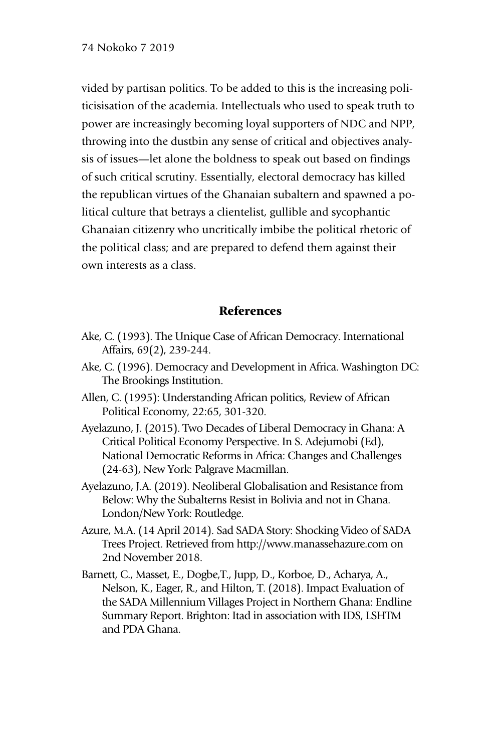vided by partisan politics. To be added to this is the increasing politicisisation of the academia. Intellectuals who used to speak truth to power are increasingly becoming loyal supporters of NDC and NPP, throwing into the dustbin any sense of critical and objectives analysis of issues—let alone the boldness to speak out based on findings of such critical scrutiny. Essentially, electoral democracy has killed the republican virtues of the Ghanaian subaltern and spawned a political culture that betrays a clientelist, gullible and sycophantic Ghanaian citizenry who uncritically imbibe the political rhetoric of the political class; and are prepared to defend them against their own interests as a class.

## References

Ake, C. (1993). The Unique Case of African Democracy. International Affairs, 69(2), 239-244.

Ake, C. (1996). Democracy and Development in Africa. Washington DC: The Brookings Institution.

Allen, C. (1995): Understanding African politics, Review of African Political Economy, 22:65, 301-320.

Ayelazuno, J. (2015). Two Decades of Liberal Democracy in Ghana: A Critical Political Economy Perspective. In S. Adejumobi (Ed), National Democratic Reforms in Africa: Changes and Challenges (24-63), New York: Palgrave Macmillan.

Ayelazuno, J.A. (2019). Neoliberal Globalisation and Resistance from Below: Why the Subalterns Resist in Bolivia and not in Ghana. London/New York: Routledge.

Azure, M.A. (14 April 2014). Sad SADA Story: Shocking Video of SADA Trees Project. Retrieved from http://www.manassehazure.com on 2nd November 2018.

Barnett, C., Masset, E., Dogbe,T., Jupp, D., Korboe, D., Acharya, A., Nelson, K., Eager, R., and Hilton, T. (2018). Impact Evaluation of the SADA Millennium Villages Project in Northern Ghana: Endline Summary Report. Brighton: Itad in association with IDS, LSHTM and PDA Ghana.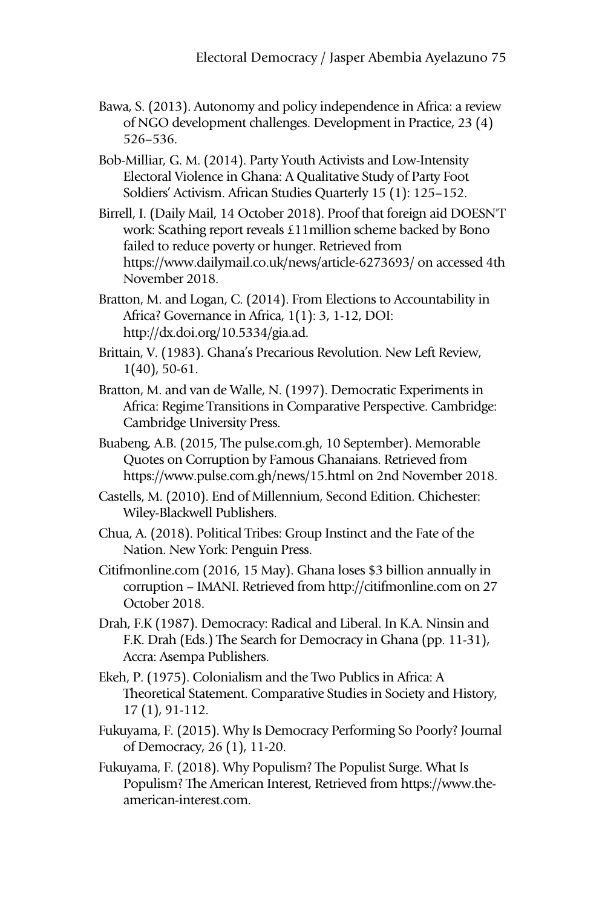Bawa, S. (2013). Autonomy and policy independence in Africa: a review of NGO development challenges. Development in Practice, 23 (4) 526–536.

Bob-Milliar, G. M. (2014). Party Youth Activists and Low-Intensity Electoral Violence in Ghana: A Qualitative Study of Party Foot Soldiers' Activism. African Studies Quarterly 15 (1): 125–152.

Birrell, I. (Daily Mail, 14 October 2018). Proof that foreign aid DOESN'T work: Scathing report reveals £11million scheme backed by Bono failed to reduce poverty or hunger. Retrieved from https://www.dailymail.co.uk/news/article-6273693/ on accessed 4th November 2018.

Bratton, M. and Logan, C. (2014). From Elections to Accountability in Africa? Governance in Africa, 1(1): 3, 1-12, DOI: http://dx.doi.org/10.5334/gia.ad.

Brittain, V. (1983). Ghana's Precarious Revolution. New Left Review, 1(40), 50-61.

Bratton, M. and van de Walle, N. (1997). Democratic Experiments in Africa: Regime Transitions in Comparative Perspective. Cambridge: Cambridge University Press.

Buabeng, A.B. (2015, The pulse.com.gh, 10 September). Memorable Quotes on Corruption by Famous Ghanaians. Retrieved from https://www.pulse.com.gh/news/15.html on 2nd November 2018.

Castells, M. (2010). End of Millennium, Second Edition. Chichester: Wiley-Blackwell Publishers.

Chua, A. (2018). Political Tribes: Group Instinct and the Fate of the Nation. New York: Penguin Press.

Citifmonline.com (2016, 15 May). Ghana loses $3 billion annually in corruption – IMANI. Retrieved from http://citifmonline.com on 27 October 2018.

Drah, F.K (1987). Democracy: Radical and Liberal. In K.A. Ninsin and F.K. Drah (Eds.) The Search for Democracy in Ghana (pp. 11-31), Accra: Asempa Publishers.

Ekeh, P. (1975). Colonialism and the Two Publics in Africa: A Theoretical Statement. Comparative Studies in Society and History, 17 (1), 91-112.

Fukuyama, F. (2015). Why Is Democracy Performing So Poorly? Journal of Democracy, 26 (1), 11-20.

Fukuyama, F. (2018). Why Populism? The Populist Surge. What Is Populism? The American Interest, Retrieved from https://www.the-american-interest.com.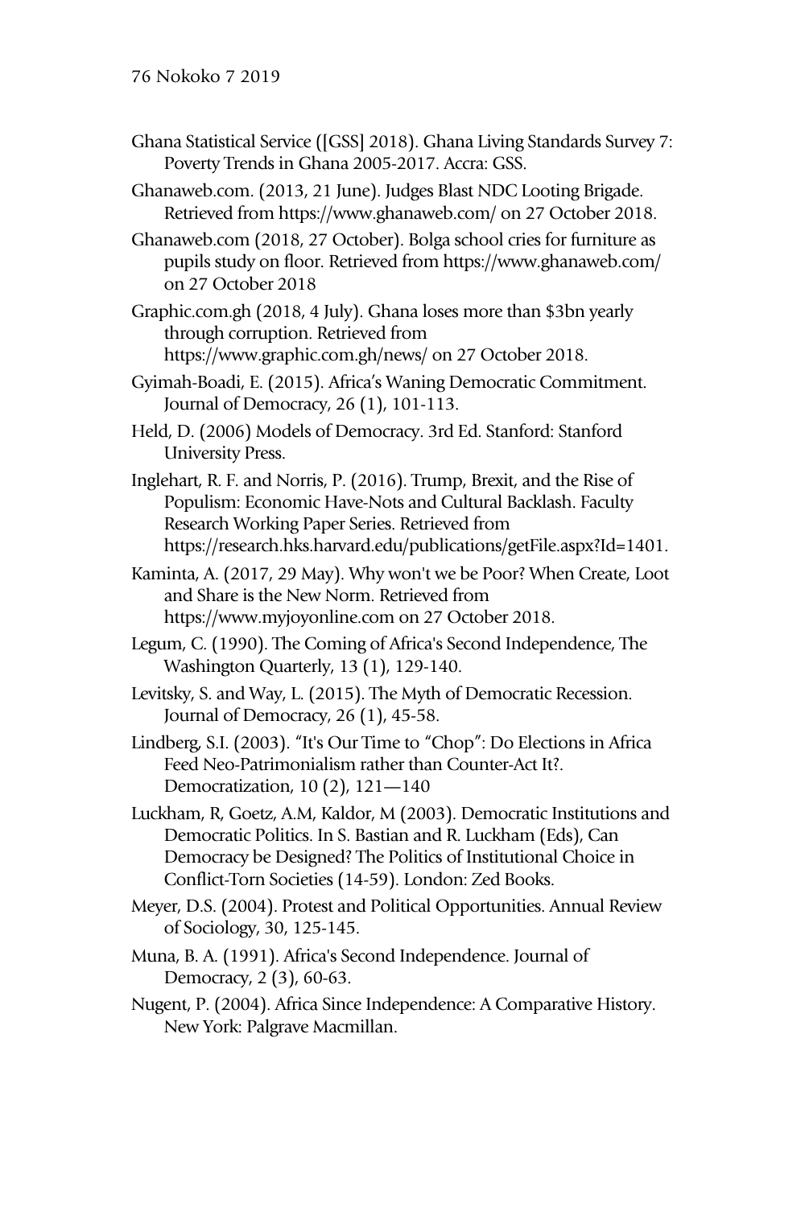Ghana Statistical Service ([GSS] 2018). Ghana Living Standards Survey 7: Poverty Trends in Ghana 2005-2017. Accra: GSS.

Ghanaweb.com. (2013, 21 June). Judges Blast NDC Looting Brigade. Retrieved from https://www.ghanaweb.com/ on 27 October 2018.

Ghanaweb.com (2018, 27 October). Bolga school cries for furniture as pupils study on floor. Retrieved from https://www.ghanaweb.com/ on 27 October 2018

Graphic.com.gh (2018, 4 July). Ghana loses more than $3bn yearly through corruption. Retrieved from https://www.graphic.com.gh/news/ on 27 October 2018.

Gyimah-Boadi, E. (2015). Africa's Waning Democratic Commitment. Journal of Democracy, 26 (1), 101-113.

Held, D. (2006) Models of Democracy. 3rd Ed. Stanford: Stanford University Press.

Inglehart, R. F. and Norris, P. (2016). Trump, Brexit, and the Rise of Populism: Economic Have-Nots and Cultural Backlash. Faculty Research Working Paper Series. Retrieved from https://research.hks.harvard.edu/publications/getFile.aspx?Id=1401.

Kaminta, A. (2017, 29 May). Why won't we be Poor? When Create, Loot and Share is the New Norm. Retrieved from https://www.myjoyonline.com on 27 October 2018.

Legum, C. (1990). The Coming of Africa's Second Independence, The Washington Quarterly, 13 (1), 129-140.

Levitsky, S. and Way, L. (2015). The Myth of Democratic Recession. Journal of Democracy, 26 (1), 45-58.

Lindberg, S.I. (2003). "It's Our Time to "Chop": Do Elections in Africa Feed Neo-Patrimonialism rather than Counter-Act It?. Democratization, 10 (2), 121—140

Luckham, R, Goetz, A.M, Kaldor, M (2003). Democratic Institutions and Democratic Politics. In S. Bastian and R. Luckham (Eds), Can Democracy be Designed? The Politics of Institutional Choice in Conflict-Torn Societies (14-59). London: Zed Books.

Meyer, D.S. (2004). Protest and Political Opportunities. Annual Review of Sociology, 30, 125-145.

Muna, B. A. (1991). Africa's Second Independence. Journal of Democracy, 2 (3), 60-63.

Nugent, P. (2004). Africa Since Independence: A Comparative History. New York: Palgrave Macmillan.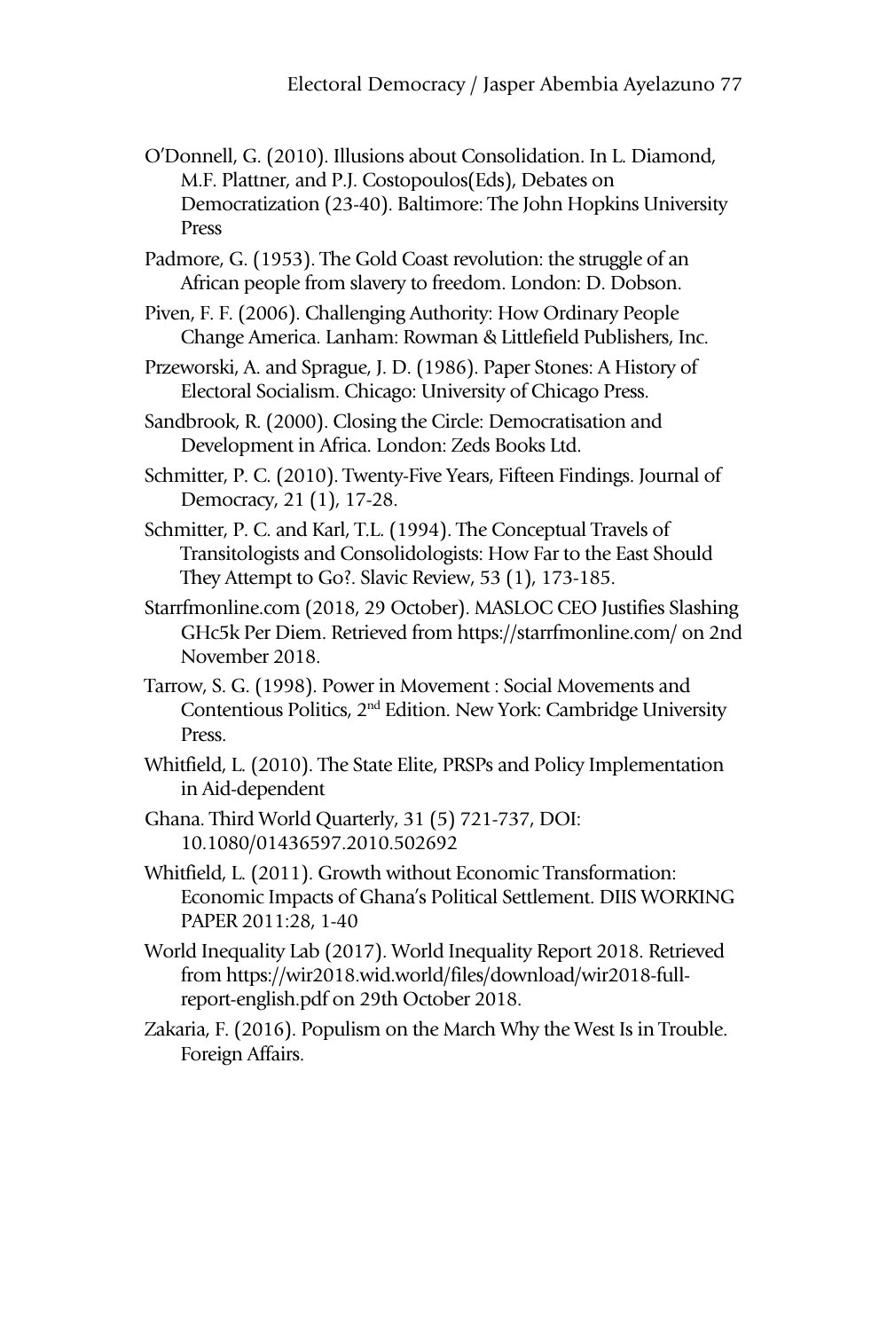O'Donnell, G. (2010). Illusions about Consolidation. In L. Diamond, M.F. Plattner, and P.J. Costopoulos(Eds), Debates on Democratization (23-40). Baltimore: The John Hopkins University Press

Padmore, G. (1953). The Gold Coast revolution: the struggle of an African people from slavery to freedom. London: D. Dobson.

Piven, F. F. (2006). Challenging Authority: How Ordinary People Change America. Lanham: Rowman & Littlefield Publishers, Inc.

Przeworski, A. and Sprague, J. D. (1986). Paper Stones: A History of Electoral Socialism. Chicago: University of Chicago Press.

Sandbrook, R. (2000). Closing the Circle: Democratisation and Development in Africa. London: Zeds Books Ltd.

Schmitter, P. C. (2010). Twenty-Five Years, Fifteen Findings. Journal of Democracy, 21 (1), 17-28.

Schmitter, P. C. and Karl, T.L. (1994). The Conceptual Travels of Transitologists and Consolidologists: How Far to the East Should They Attempt to Go?. Slavic Review, 53 (1), 173-185.

Starrfmonline.com (2018, 29 October). MASLOC CEO Justifies Slashing GHc5k Per Diem. Retrieved from https://starrfmonline.com/ on 2nd November 2018.

Tarrow, S. G. (1998). Power in Movement : Social Movements and Contentious Politics, 2nd Edition. New York: Cambridge University Press.

Whitfield, L. (2010). The State Elite, PRSPs and Policy Implementation in Aid-dependent

Ghana. Third World Quarterly, 31 (5) 721-737, DOI: 10.1080/01436597.2010.502692

Whitfield, L. (2011). Growth without Economic Transformation: Economic Impacts of Ghana's Political Settlement. DIIS WORKING PAPER 2011:28, 1-40

World Inequality Lab (2017). World Inequality Report 2018. Retrieved from https://wir2018.wid.world/files/download/wir2018-full-report-english.pdf on 29th October 2018.

Zakaria, F. (2016). Populism on the March Why the West Is in Trouble. Foreign Affairs.